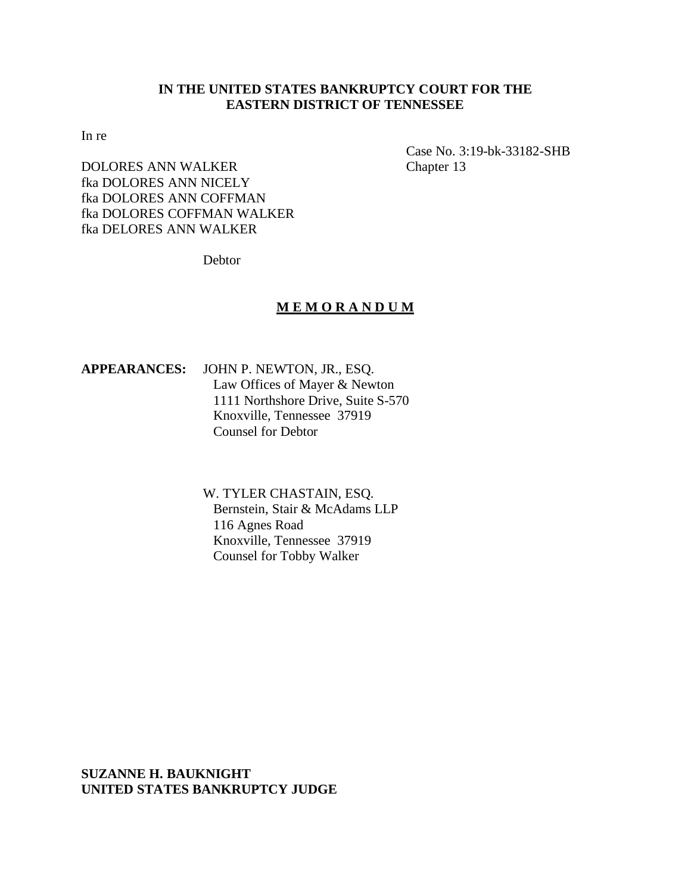**IN THE UNITED STATES BANKRUPTCY COURT FOR THE EASTERN DISTRICT OF TENNESSEE**

In re

DOLORES ANN WALKER
fka DOLORES ANN NICELY
fka DOLORES ANN COFFMAN
fka DOLORES COFFMAN WALKER
fka DELORES ANN WALKER

Debtor

Case No. 3:19-bk-33182-SHB
Chapter 13

**M E M O R A N D U M**

**APPEARANCES:** JOHN P. NEWTON, JR., ESQ.
Law Offices of Mayer & Newton
1111 Northshore Drive, Suite S-570
Knoxville, Tennessee 37919
Counsel for Debtor

W. TYLER CHASTAIN, ESQ.
Bernstein, Stair & McAdams LLP
116 Agnes Road
Knoxville, Tennessee 37919
Counsel for Tobby Walker

**SUZANNE H. BAUKNIGHT**
**UNITED STATES BANKRUPTCY JUDGE**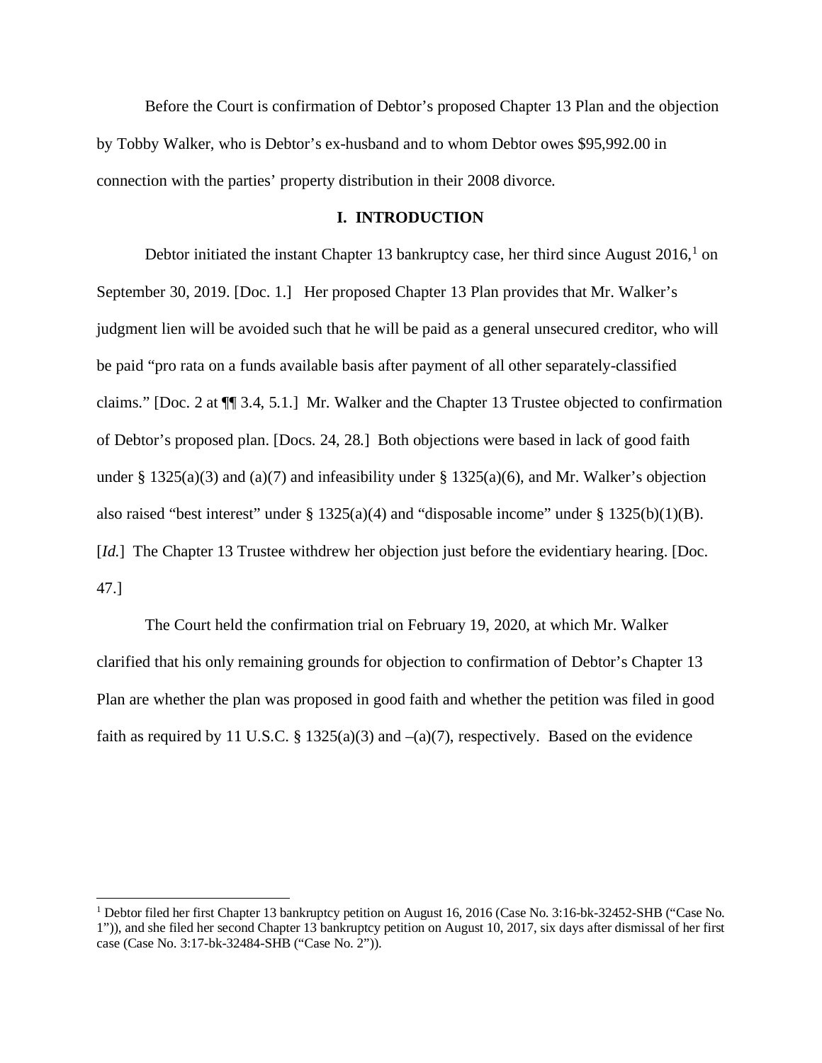Before the Court is confirmation of Debtor's proposed Chapter 13 Plan and the objection by Tobby Walker, who is Debtor's ex-husband and to whom Debtor owes $95,992.00 in connection with the parties' property distribution in their 2008 divorce.

## I. INTRODUCTION

Debtor initiated the instant Chapter 13 bankruptcy case, her third since August 2016,[1] on September 30, 2019. [Doc. 1.] Her proposed Chapter 13 Plan provides that Mr. Walker's judgment lien will be avoided such that he will be paid as a general unsecured creditor, who will be paid "pro rata on a funds available basis after payment of all other separately-classified claims." [Doc. 2 at ¶¶ 3.4, 5.1.] Mr. Walker and the Chapter 13 Trustee objected to confirmation of Debtor's proposed plan. [Docs. 24, 28.] Both objections were based in lack of good faith under § 1325(a)(3) and (a)(7) and infeasibility under § 1325(a)(6), and Mr. Walker's objection also raised "best interest" under § 1325(a)(4) and "disposable income" under § 1325(b)(1)(B). [*Id.*] The Chapter 13 Trustee withdrew her objection just before the evidentiary hearing. [Doc. 47.]

The Court held the confirmation trial on February 19, 2020, at which Mr. Walker clarified that his only remaining grounds for objection to confirmation of Debtor's Chapter 13 Plan are whether the plan was proposed in good faith and whether the petition was filed in good faith as required by 11 U.S.C. § 1325(a)(3) and –(a)(7), respectively. Based on the evidence

---

[1] Debtor filed her first Chapter 13 bankruptcy petition on August 16, 2016 (Case No. 3:16-bk-32452-SHB ("Case No. 1")), and she filed her second Chapter 13 bankruptcy petition on August 10, 2017, six days after dismissal of her first case (Case No. 3:17-bk-32484-SHB ("Case No. 2")).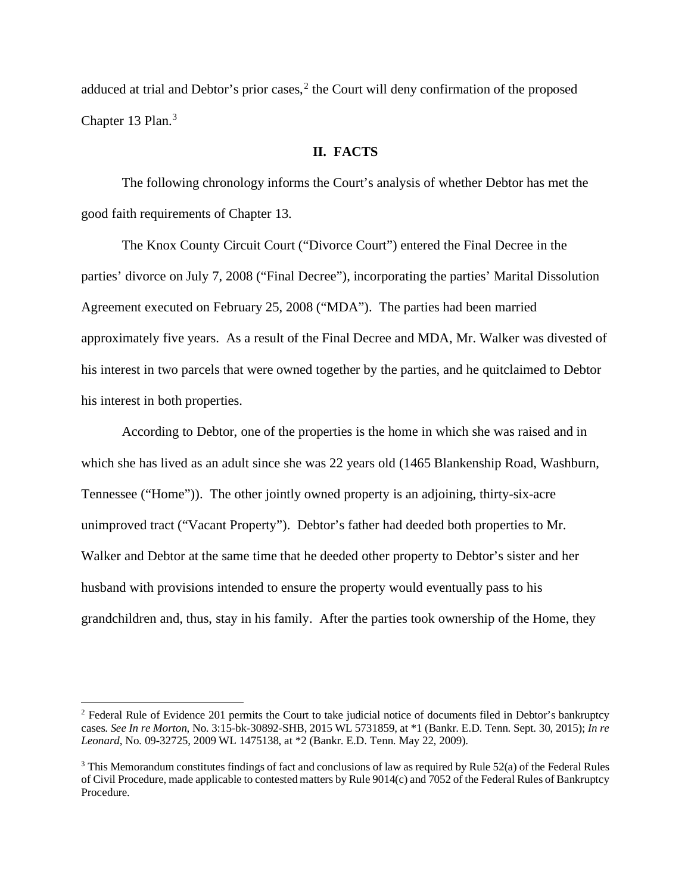adduced at trial and Debtor's prior cases,[2] the Court will deny confirmation of the proposed Chapter 13 Plan.[3]

## II. FACTS

The following chronology informs the Court's analysis of whether Debtor has met the good faith requirements of Chapter 13.

The Knox County Circuit Court ("Divorce Court") entered the Final Decree in the parties' divorce on July 7, 2008 ("Final Decree"), incorporating the parties' Marital Dissolution Agreement executed on February 25, 2008 ("MDA"). The parties had been married approximately five years. As a result of the Final Decree and MDA, Mr. Walker was divested of his interest in two parcels that were owned together by the parties, and he quitclaimed to Debtor his interest in both properties.

According to Debtor, one of the properties is the home in which she was raised and in which she has lived as an adult since she was 22 years old (1465 Blankenship Road, Washburn, Tennessee ("Home")). The other jointly owned property is an adjoining, thirty-six-acre unimproved tract ("Vacant Property"). Debtor's father had deeded both properties to Mr. Walker and Debtor at the same time that he deeded other property to Debtor's sister and her husband with provisions intended to ensure the property would eventually pass to his grandchildren and, thus, stay in his family. After the parties took ownership of the Home, they

---

[2] Federal Rule of Evidence 201 permits the Court to take judicial notice of documents filed in Debtor's bankruptcy cases. *See In re Morton*, No. 3:15-bk-30892-SHB, 2015 WL 5731859, at *1 (Bankr. E.D. Tenn. Sept. 30, 2015); *In re Leonard*, No. 09-32725, 2009 WL 1475138, at *2 (Bankr. E.D. Tenn. May 22, 2009).

[3] This Memorandum constitutes findings of fact and conclusions of law as required by Rule 52(a) of the Federal Rules of Civil Procedure, made applicable to contested matters by Rule 9014(c) and 7052 of the Federal Rules of Bankruptcy Procedure.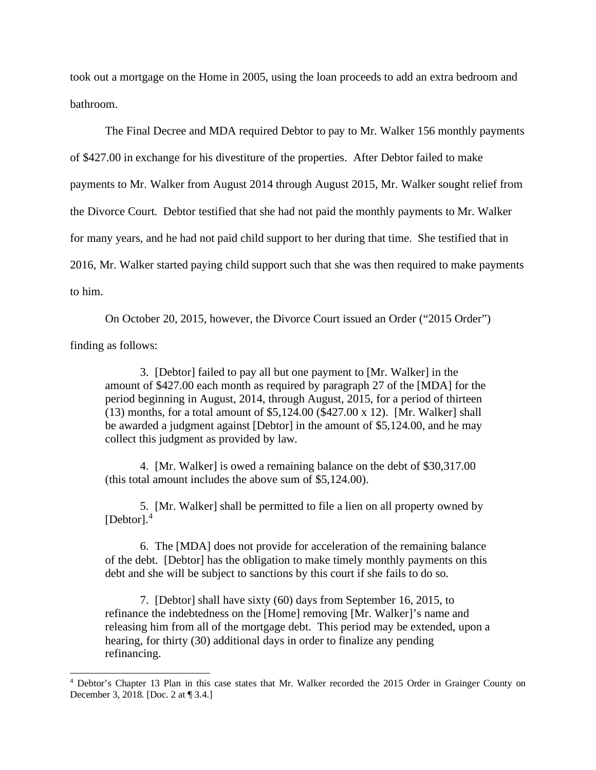took out a mortgage on the Home in 2005, using the loan proceeds to add an extra bedroom and bathroom.

The Final Decree and MDA required Debtor to pay to Mr. Walker 156 monthly payments of $427.00 in exchange for his divestiture of the properties. After Debtor failed to make payments to Mr. Walker from August 2014 through August 2015, Mr. Walker sought relief from the Divorce Court. Debtor testified that she had not paid the monthly payments to Mr. Walker for many years, and he had not paid child support to her during that time. She testified that in 2016, Mr. Walker started paying child support such that she was then required to make payments to him.

On October 20, 2015, however, the Divorce Court issued an Order ("2015 Order") finding as follows:

> 3. [Debtor] failed to pay all but one payment to [Mr. Walker] in the amount of $427.00 each month as required by paragraph 27 of the [MDA] for the period beginning in August, 2014, through August, 2015, for a period of thirteen (13) months, for a total amount of $5,124.00 ($427.00 x 12). [Mr. Walker] shall be awarded a judgment against [Debtor] in the amount of $5,124.00, and he may collect this judgment as provided by law.
>
> 4. [Mr. Walker] is owed a remaining balance on the debt of $30,317.00 (this total amount includes the above sum of $5,124.00).
>
> 5. [Mr. Walker] shall be permitted to file a lien on all property owned by [Debtor].[4]
>
> 6. The [MDA] does not provide for acceleration of the remaining balance of the debt. [Debtor] has the obligation to make timely monthly payments on this debt and she will be subject to sanctions by this court if she fails to do so.
>
> 7. [Debtor] shall have sixty (60) days from September 16, 2015, to refinance the indebtedness on the [Home] removing [Mr. Walker]'s name and releasing him from all of the mortgage debt. This period may be extended, upon a hearing, for thirty (30) additional days in order to finalize any pending refinancing.

[4] Debtor's Chapter 13 Plan in this case states that Mr. Walker recorded the 2015 Order in Grainger County on December 3, 2018. [Doc. 2 at ¶ 3.4.]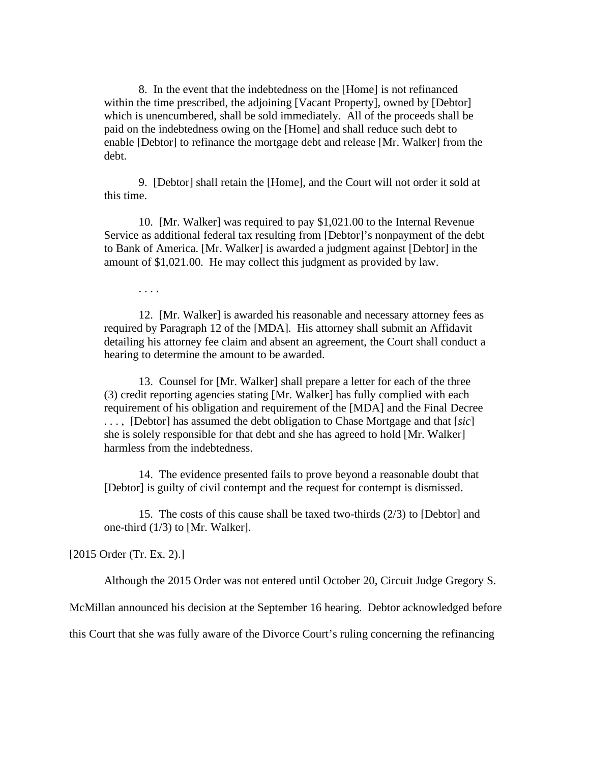> 8. In the event that the indebtedness on the [Home] is not refinanced within the time prescribed, the adjoining [Vacant Property], owned by [Debtor] which is unencumbered, shall be sold immediately. All of the proceeds shall be paid on the indebtedness owing on the [Home] and shall reduce such debt to enable [Debtor] to refinance the mortgage debt and release [Mr. Walker] from the debt.
>
> 9. [Debtor] shall retain the [Home], and the Court will not order it sold at this time.
>
> 10. [Mr. Walker] was required to pay $1,021.00 to the Internal Revenue Service as additional federal tax resulting from [Debtor]'s nonpayment of the debt to Bank of America. [Mr. Walker] is awarded a judgment against [Debtor] in the amount of $1,021.00. He may collect this judgment as provided by law.
>
> . . . .
>
> 12. [Mr. Walker] is awarded his reasonable and necessary attorney fees as required by Paragraph 12 of the [MDA]. His attorney shall submit an Affidavit detailing his attorney fee claim and absent an agreement, the Court shall conduct a hearing to determine the amount to be awarded.
>
> 13. Counsel for [Mr. Walker] shall prepare a letter for each of the three (3) credit reporting agencies stating [Mr. Walker] has fully complied with each requirement of his obligation and requirement of the [MDA] and the Final Decree . . . , [Debtor] has assumed the debt obligation to Chase Mortgage and that [*sic*] she is solely responsible for that debt and she has agreed to hold [Mr. Walker] harmless from the indebtedness.
>
> 14. The evidence presented fails to prove beyond a reasonable doubt that [Debtor] is guilty of civil contempt and the request for contempt is dismissed.
>
> 15. The costs of this cause shall be taxed two-thirds (2/3) to [Debtor] and one-third (1/3) to [Mr. Walker].

[2015 Order (Tr. Ex. 2).]

Although the 2015 Order was not entered until October 20, Circuit Judge Gregory S. McMillan announced his decision at the September 16 hearing. Debtor acknowledged before this Court that she was fully aware of the Divorce Court's ruling concerning the refinancing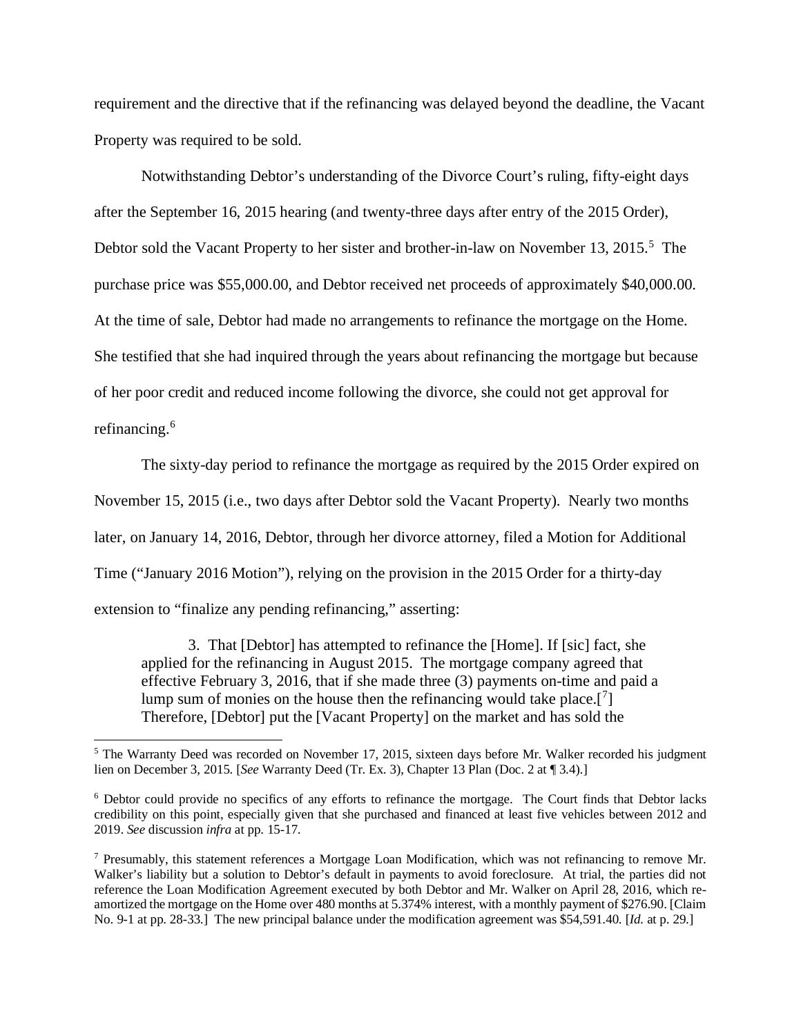requirement and the directive that if the refinancing was delayed beyond the deadline, the Vacant Property was required to be sold.

Notwithstanding Debtor's understanding of the Divorce Court's ruling, fifty-eight days after the September 16, 2015 hearing (and twenty-three days after entry of the 2015 Order), Debtor sold the Vacant Property to her sister and brother-in-law on November 13, 2015.[5] The purchase price was $55,000.00, and Debtor received net proceeds of approximately $40,000.00. At the time of sale, Debtor had made no arrangements to refinance the mortgage on the Home. She testified that she had inquired through the years about refinancing the mortgage but because of her poor credit and reduced income following the divorce, she could not get approval for refinancing.[6]

The sixty-day period to refinance the mortgage as required by the 2015 Order expired on November 15, 2015 (i.e., two days after Debtor sold the Vacant Property). Nearly two months later, on January 14, 2016, Debtor, through her divorce attorney, filed a Motion for Additional Time ("January 2016 Motion"), relying on the provision in the 2015 Order for a thirty-day extension to "finalize any pending refinancing," asserting:

> 3. That [Debtor] has attempted to refinance the [Home]. If [sic] fact, she applied for the refinancing in August 2015. The mortgage company agreed that effective February 3, 2016, that if she made three (3) payments on-time and paid a lump sum of monies on the house then the refinancing would take place.[7] Therefore, [Debtor] put the [Vacant Property] on the market and has sold the

---

[5] The Warranty Deed was recorded on November 17, 2015, sixteen days before Mr. Walker recorded his judgment lien on December 3, 2015. [*See* Warranty Deed (Tr. Ex. 3), Chapter 13 Plan (Doc. 2 at ¶ 3.4).]

[6] Debtor could provide no specifics of any efforts to refinance the mortgage. The Court finds that Debtor lacks credibility on this point, especially given that she purchased and financed at least five vehicles between 2012 and 2019. *See* discussion *infra* at pp. 15-17.

[7] Presumably, this statement references a Mortgage Loan Modification, which was not refinancing to remove Mr. Walker's liability but a solution to Debtor's default in payments to avoid foreclosure. At trial, the parties did not reference the Loan Modification Agreement executed by both Debtor and Mr. Walker on April 28, 2016, which re-amortized the mortgage on the Home over 480 months at 5.374% interest, with a monthly payment of $276.90. [Claim No. 9-1 at pp. 28-33.] The new principal balance under the modification agreement was $54,591.40. [*Id.* at p. 29.]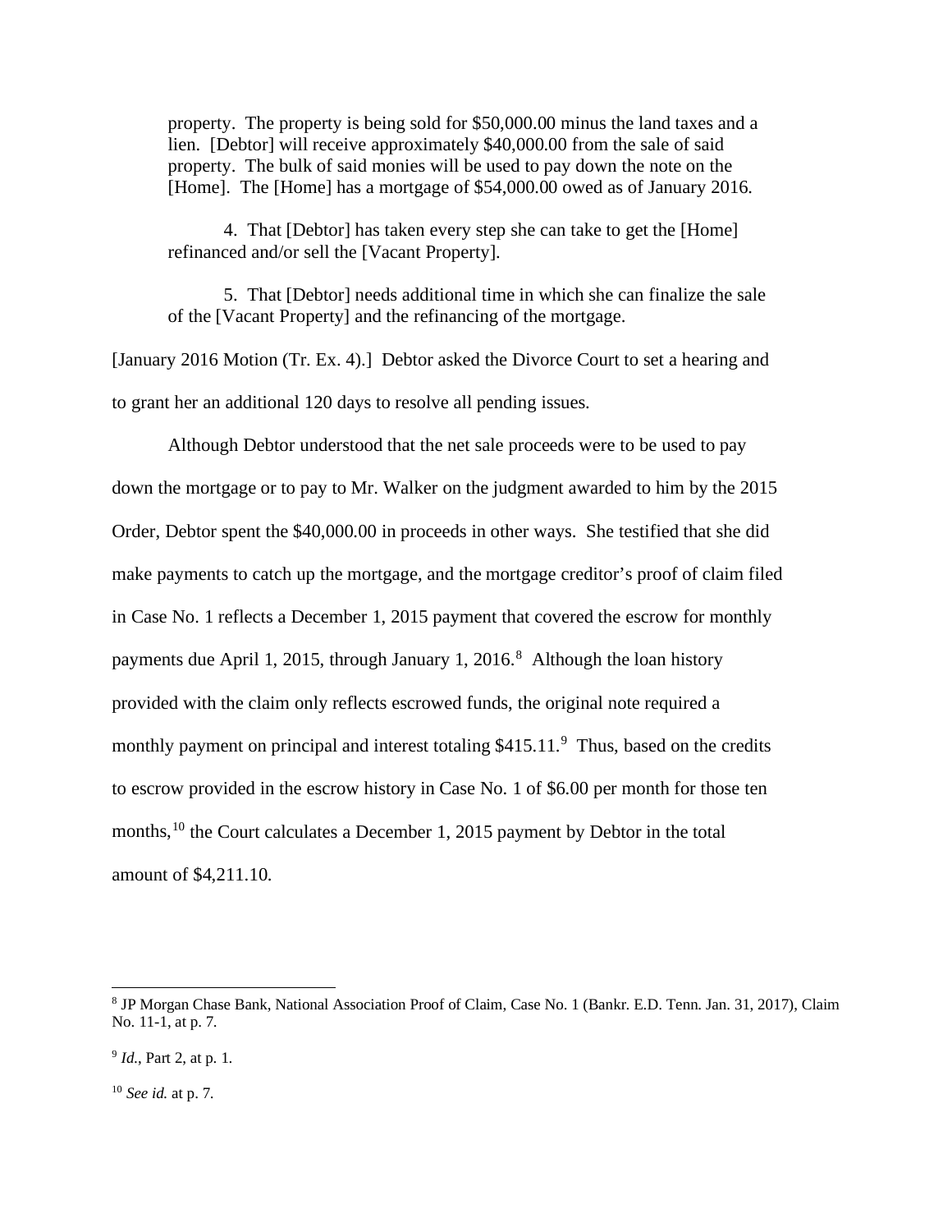> property. The property is being sold for $50,000.00 minus the land taxes and a lien. [Debtor] will receive approximately $40,000.00 from the sale of said property. The bulk of said monies will be used to pay down the note on the [Home]. The [Home] has a mortgage of $54,000.00 owed as of January 2016.
>
> 4. That [Debtor] has taken every step she can take to get the [Home] refinanced and/or sell the [Vacant Property].
>
> 5. That [Debtor] needs additional time in which she can finalize the sale of the [Vacant Property] and the refinancing of the mortgage.

[January 2016 Motion (Tr. Ex. 4).] Debtor asked the Divorce Court to set a hearing and to grant her an additional 120 days to resolve all pending issues.

Although Debtor understood that the net sale proceeds were to be used to pay down the mortgage or to pay to Mr. Walker on the judgment awarded to him by the 2015 Order, Debtor spent the $40,000.00 in proceeds in other ways. She testified that she did make payments to catch up the mortgage, and the mortgage creditor's proof of claim filed in Case No. 1 reflects a December 1, 2015 payment that covered the escrow for monthly payments due April 1, 2015, through January 1, 2016.[8] Although the loan history provided with the claim only reflects escrowed funds, the original note required a monthly payment on principal and interest totaling $415.11.[9] Thus, based on the credits to escrow provided in the escrow history in Case No. 1 of $6.00 per month for those ten months,[10] the Court calculates a December 1, 2015 payment by Debtor in the total amount of $4,211.10.

---

[8] JP Morgan Chase Bank, National Association Proof of Claim, Case No. 1 (Bankr. E.D. Tenn. Jan. 31, 2017), Claim No. 11-1, at p. 7.

[9] *Id.*, Part 2, at p. 1.

[10] *See id.* at p. 7.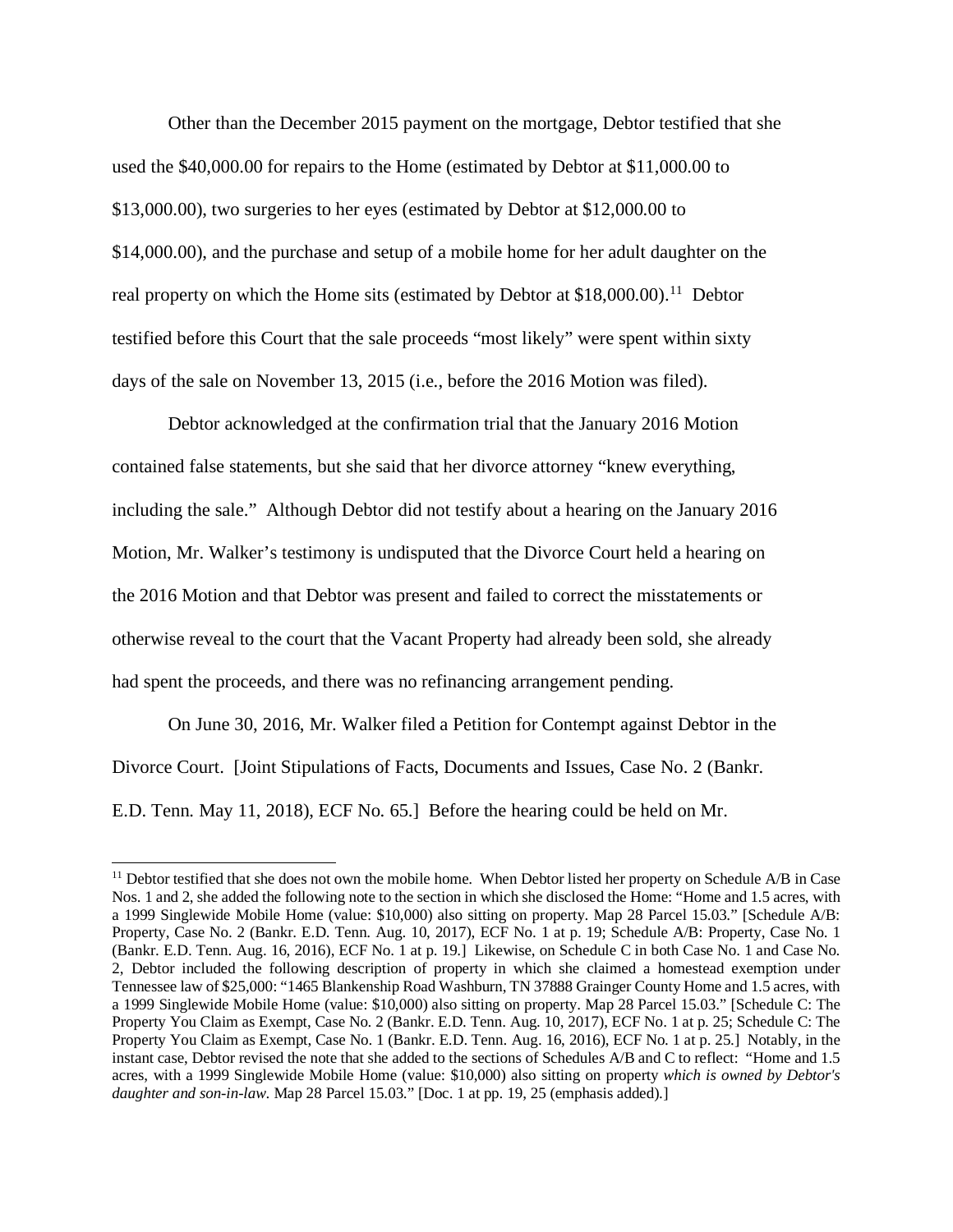Other than the December 2015 payment on the mortgage, Debtor testified that she used the $40,000.00 for repairs to the Home (estimated by Debtor at $11,000.00 to $13,000.00), two surgeries to her eyes (estimated by Debtor at $12,000.00 to $14,000.00), and the purchase and setup of a mobile home for her adult daughter on the real property on which the Home sits (estimated by Debtor at $18,000.00).[11] Debtor testified before this Court that the sale proceeds "most likely" were spent within sixty days of the sale on November 13, 2015 (i.e., before the 2016 Motion was filed).

Debtor acknowledged at the confirmation trial that the January 2016 Motion contained false statements, but she said that her divorce attorney "knew everything, including the sale." Although Debtor did not testify about a hearing on the January 2016 Motion, Mr. Walker's testimony is undisputed that the Divorce Court held a hearing on the 2016 Motion and that Debtor was present and failed to correct the misstatements or otherwise reveal to the court that the Vacant Property had already been sold, she already had spent the proceeds, and there was no refinancing arrangement pending.

On June 30, 2016, Mr. Walker filed a Petition for Contempt against Debtor in the Divorce Court. [Joint Stipulations of Facts, Documents and Issues, Case No. 2 (Bankr. E.D. Tenn. May 11, 2018), ECF No. 65.] Before the hearing could be held on Mr.

---

[11] Debtor testified that she does not own the mobile home. When Debtor listed her property on Schedule A/B in Case Nos. 1 and 2, she added the following note to the section in which she disclosed the Home: "Home and 1.5 acres, with a 1999 Singlewide Mobile Home (value: $10,000) also sitting on property. Map 28 Parcel 15.03." [Schedule A/B: Property, Case No. 2 (Bankr. E.D. Tenn. Aug. 10, 2017), ECF No. 1 at p. 19; Schedule A/B: Property, Case No. 1 (Bankr. E.D. Tenn. Aug. 16, 2016), ECF No. 1 at p. 19.] Likewise, on Schedule C in both Case No. 1 and Case No. 2, Debtor included the following description of property in which she claimed a homestead exemption under Tennessee law of $25,000: "1465 Blankenship Road Washburn, TN 37888 Grainger County Home and 1.5 acres, with a 1999 Singlewide Mobile Home (value: $10,000) also sitting on property. Map 28 Parcel 15.03." [Schedule C: The Property You Claim as Exempt, Case No. 2 (Bankr. E.D. Tenn. Aug. 10, 2017), ECF No. 1 at p. 25; Schedule C: The Property You Claim as Exempt, Case No. 1 (Bankr. E.D. Tenn. Aug. 16, 2016), ECF No. 1 at p. 25.] Notably, in the instant case, Debtor revised the note that she added to the sections of Schedules A/B and C to reflect: "Home and 1.5 acres, with a 1999 Singlewide Mobile Home (value: $10,000) also sitting on property *which is owned by Debtor's daughter and son-in-law*. Map 28 Parcel 15.03." [Doc. 1 at pp. 19, 25 (emphasis added).]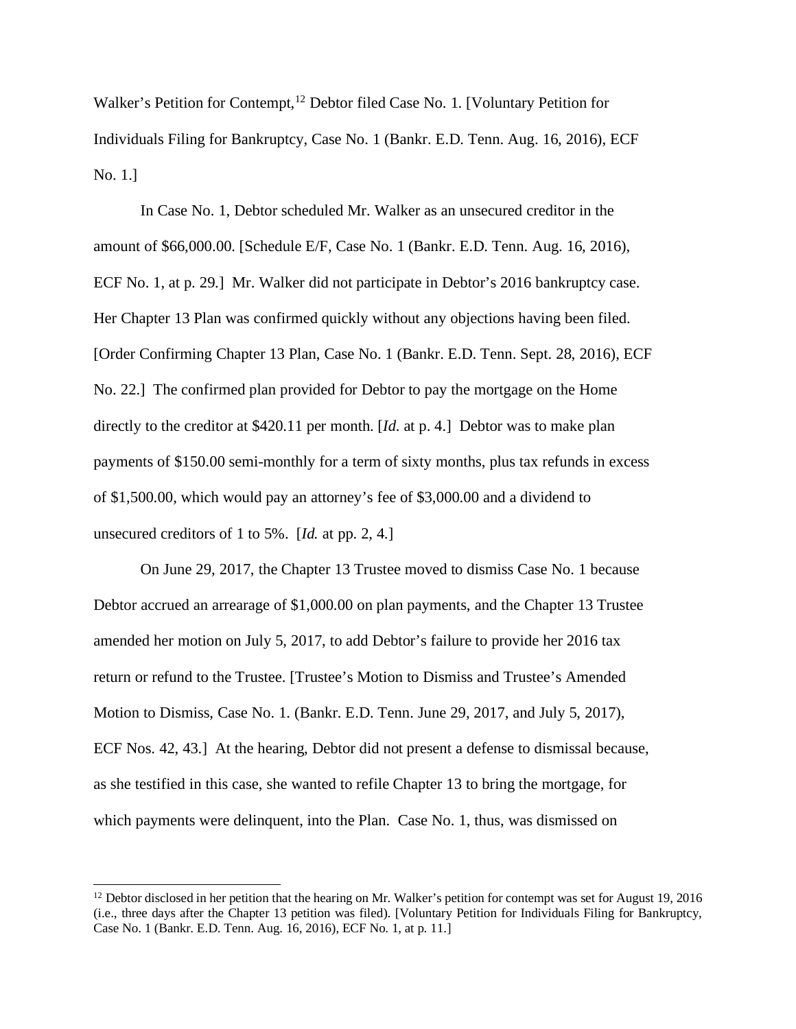Walker's Petition for Contempt,[12] Debtor filed Case No. 1. [Voluntary Petition for Individuals Filing for Bankruptcy, Case No. 1 (Bankr. E.D. Tenn. Aug. 16, 2016), ECF No. 1.]

In Case No. 1, Debtor scheduled Mr. Walker as an unsecured creditor in the amount of $66,000.00. [Schedule E/F, Case No. 1 (Bankr. E.D. Tenn. Aug. 16, 2016), ECF No. 1, at p. 29.] Mr. Walker did not participate in Debtor's 2016 bankruptcy case. Her Chapter 13 Plan was confirmed quickly without any objections having been filed. [Order Confirming Chapter 13 Plan, Case No. 1 (Bankr. E.D. Tenn. Sept. 28, 2016), ECF No. 22.] The confirmed plan provided for Debtor to pay the mortgage on the Home directly to the creditor at $420.11 per month. [*Id.* at p. 4.] Debtor was to make plan payments of $150.00 semi-monthly for a term of sixty months, plus tax refunds in excess of $1,500.00, which would pay an attorney's fee of $3,000.00 and a dividend to unsecured creditors of 1 to 5%. [*Id.* at pp. 2, 4.]

On June 29, 2017, the Chapter 13 Trustee moved to dismiss Case No. 1 because Debtor accrued an arrearage of $1,000.00 on plan payments, and the Chapter 13 Trustee amended her motion on July 5, 2017, to add Debtor's failure to provide her 2016 tax return or refund to the Trustee. [Trustee's Motion to Dismiss and Trustee's Amended Motion to Dismiss, Case No. 1. (Bankr. E.D. Tenn. June 29, 2017, and July 5, 2017), ECF Nos. 42, 43.] At the hearing, Debtor did not present a defense to dismissal because, as she testified in this case, she wanted to refile Chapter 13 to bring the mortgage, for which payments were delinquent, into the Plan. Case No. 1, thus, was dismissed on

[12] Debtor disclosed in her petition that the hearing on Mr. Walker's petition for contempt was set for August 19, 2016 (i.e., three days after the Chapter 13 petition was filed). [Voluntary Petition for Individuals Filing for Bankruptcy, Case No. 1 (Bankr. E.D. Tenn. Aug. 16, 2016), ECF No. 1, at p. 11.]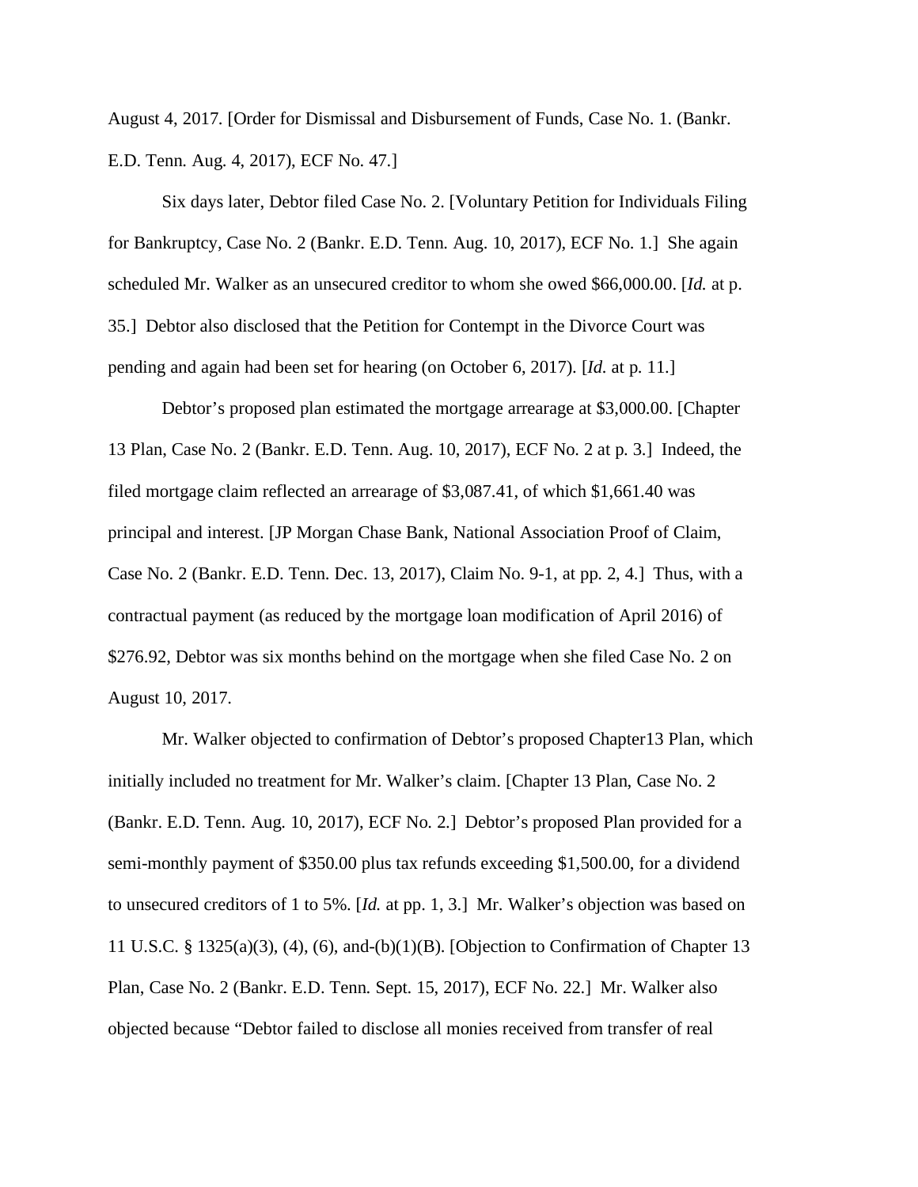August 4, 2017. [Order for Dismissal and Disbursement of Funds, Case No. 1. (Bankr. E.D. Tenn. Aug. 4, 2017), ECF No. 47.]

Six days later, Debtor filed Case No. 2. [Voluntary Petition for Individuals Filing for Bankruptcy, Case No. 2 (Bankr. E.D. Tenn. Aug. 10, 2017), ECF No. 1.] She again scheduled Mr. Walker as an unsecured creditor to whom she owed $66,000.00. [*Id.* at p. 35.] Debtor also disclosed that the Petition for Contempt in the Divorce Court was pending and again had been set for hearing (on October 6, 2017). [*Id.* at p. 11.]

Debtor's proposed plan estimated the mortgage arrearage at $3,000.00. [Chapter 13 Plan, Case No. 2 (Bankr. E.D. Tenn. Aug. 10, 2017), ECF No. 2 at p. 3.] Indeed, the filed mortgage claim reflected an arrearage of $3,087.41, of which $1,661.40 was principal and interest. [JP Morgan Chase Bank, National Association Proof of Claim, Case No. 2 (Bankr. E.D. Tenn. Dec. 13, 2017), Claim No. 9-1, at pp. 2, 4.] Thus, with a contractual payment (as reduced by the mortgage loan modification of April 2016) of $276.92, Debtor was six months behind on the mortgage when she filed Case No. 2 on August 10, 2017.

Mr. Walker objected to confirmation of Debtor's proposed Chapter13 Plan, which initially included no treatment for Mr. Walker's claim. [Chapter 13 Plan, Case No. 2 (Bankr. E.D. Tenn. Aug. 10, 2017), ECF No. 2.] Debtor's proposed Plan provided for a semi-monthly payment of $350.00 plus tax refunds exceeding $1,500.00, for a dividend to unsecured creditors of 1 to 5%. [*Id.* at pp. 1, 3.] Mr. Walker's objection was based on 11 U.S.C. § 1325(a)(3), (4), (6), and-(b)(1)(B). [Objection to Confirmation of Chapter 13 Plan, Case No. 2 (Bankr. E.D. Tenn. Sept. 15, 2017), ECF No. 22.] Mr. Walker also objected because "Debtor failed to disclose all monies received from transfer of real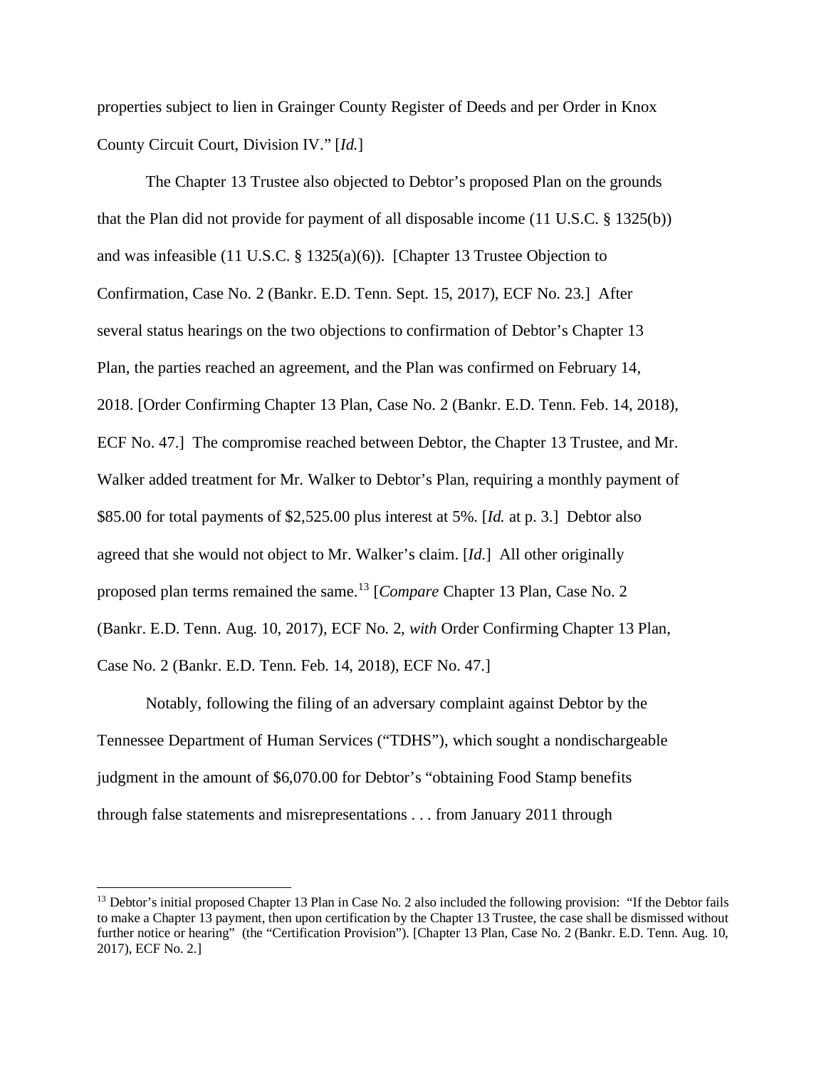properties subject to lien in Grainger County Register of Deeds and per Order in Knox County Circuit Court, Division IV." [*Id.*]

The Chapter 13 Trustee also objected to Debtor's proposed Plan on the grounds that the Plan did not provide for payment of all disposable income (11 U.S.C. § 1325(b)) and was infeasible (11 U.S.C. § 1325(a)(6)). [Chapter 13 Trustee Objection to Confirmation, Case No. 2 (Bankr. E.D. Tenn. Sept. 15, 2017), ECF No. 23.] After several status hearings on the two objections to confirmation of Debtor's Chapter 13 Plan, the parties reached an agreement, and the Plan was confirmed on February 14, 2018. [Order Confirming Chapter 13 Plan, Case No. 2 (Bankr. E.D. Tenn. Feb. 14, 2018), ECF No. 47.] The compromise reached between Debtor, the Chapter 13 Trustee, and Mr. Walker added treatment for Mr. Walker to Debtor's Plan, requiring a monthly payment of $85.00 for total payments of $2,525.00 plus interest at 5%. [*Id.* at p. 3.] Debtor also agreed that she would not object to Mr. Walker's claim. [*Id.*] All other originally proposed plan terms remained the same.[13] [*Compare* Chapter 13 Plan, Case No. 2 (Bankr. E.D. Tenn. Aug. 10, 2017), ECF No. 2, *with* Order Confirming Chapter 13 Plan, Case No. 2 (Bankr. E.D. Tenn. Feb. 14, 2018), ECF No. 47.]

Notably, following the filing of an adversary complaint against Debtor by the Tennessee Department of Human Services ("TDHS"), which sought a nondischargeable judgment in the amount of $6,070.00 for Debtor's "obtaining Food Stamp benefits through false statements and misrepresentations . . . from January 2011 through

[13] Debtor's initial proposed Chapter 13 Plan in Case No. 2 also included the following provision: "If the Debtor fails to make a Chapter 13 payment, then upon certification by the Chapter 13 Trustee, the case shall be dismissed without further notice or hearing" (the "Certification Provision"). [Chapter 13 Plan, Case No. 2 (Bankr. E.D. Tenn. Aug. 10, 2017), ECF No. 2.]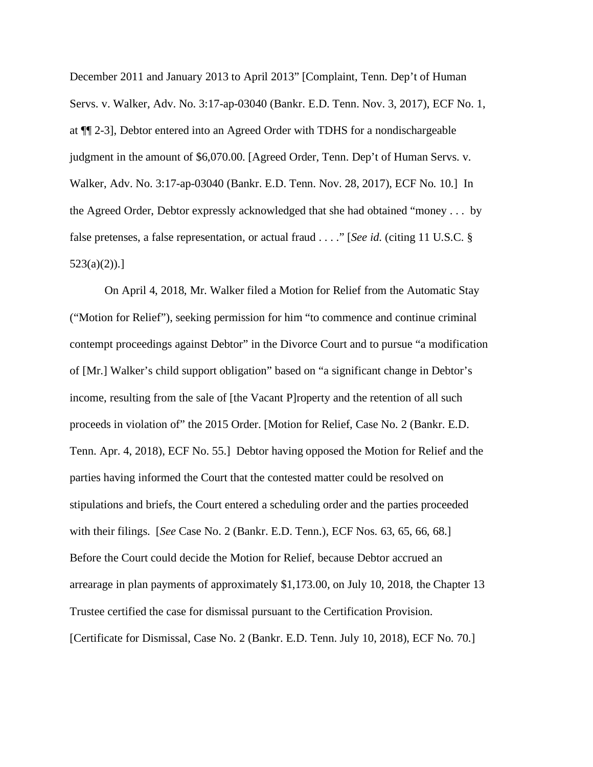December 2011 and January 2013 to April 2013" [Complaint, Tenn. Dep't of Human Servs. v. Walker, Adv. No. 3:17-ap-03040 (Bankr. E.D. Tenn. Nov. 3, 2017), ECF No. 1, at ¶¶ 2-3], Debtor entered into an Agreed Order with TDHS for a nondischargeable judgment in the amount of $6,070.00. [Agreed Order, Tenn. Dep't of Human Servs. v. Walker, Adv. No. 3:17-ap-03040 (Bankr. E.D. Tenn. Nov. 28, 2017), ECF No. 10.] In the Agreed Order, Debtor expressly acknowledged that she had obtained "money . . . by false pretenses, a false representation, or actual fraud . . . ." [*See id.* (citing 11 U.S.C. § 523(a)(2)).]

On April 4, 2018, Mr. Walker filed a Motion for Relief from the Automatic Stay ("Motion for Relief"), seeking permission for him "to commence and continue criminal contempt proceedings against Debtor" in the Divorce Court and to pursue "a modification of [Mr.] Walker's child support obligation" based on "a significant change in Debtor's income, resulting from the sale of [the Vacant P]roperty and the retention of all such proceeds in violation of" the 2015 Order. [Motion for Relief, Case No. 2 (Bankr. E.D. Tenn. Apr. 4, 2018), ECF No. 55.] Debtor having opposed the Motion for Relief and the parties having informed the Court that the contested matter could be resolved on stipulations and briefs, the Court entered a scheduling order and the parties proceeded with their filings. [*See* Case No. 2 (Bankr. E.D. Tenn.), ECF Nos. 63, 65, 66, 68.] Before the Court could decide the Motion for Relief, because Debtor accrued an arrearage in plan payments of approximately $1,173.00, on July 10, 2018, the Chapter 13 Trustee certified the case for dismissal pursuant to the Certification Provision. [Certificate for Dismissal, Case No. 2 (Bankr. E.D. Tenn. July 10, 2018), ECF No. 70.]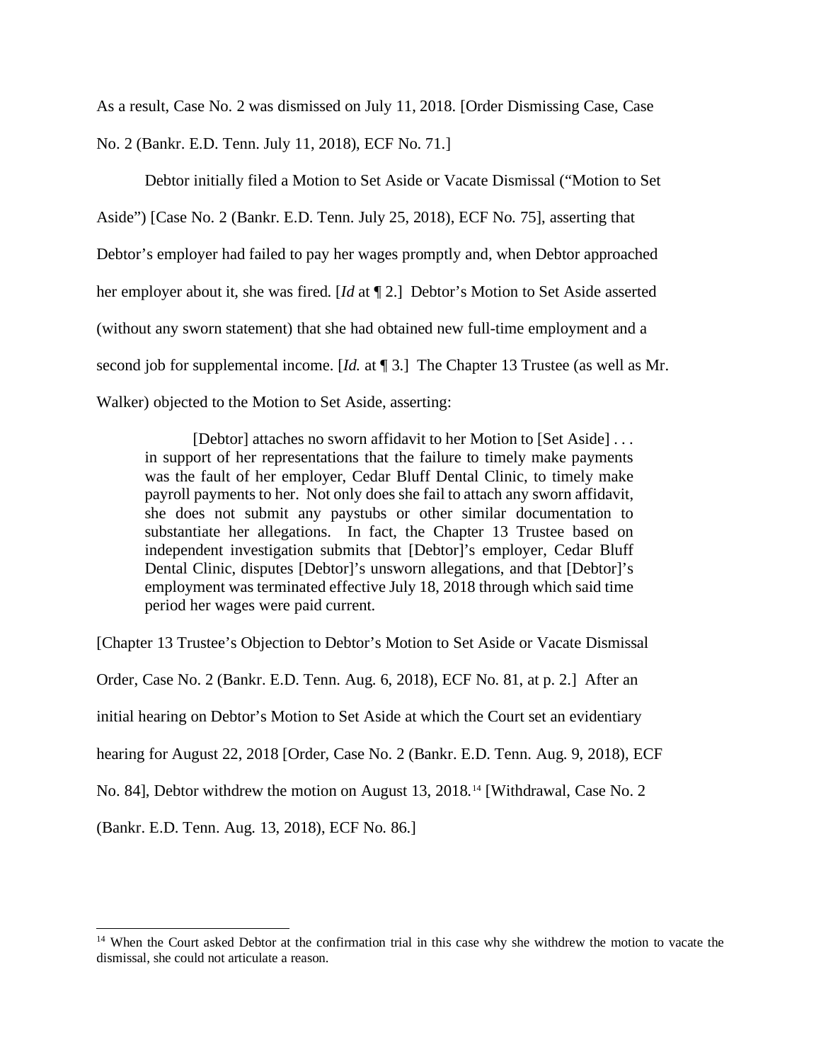As a result, Case No. 2 was dismissed on July 11, 2018. [Order Dismissing Case, Case No. 2 (Bankr. E.D. Tenn. July 11, 2018), ECF No. 71.]

Debtor initially filed a Motion to Set Aside or Vacate Dismissal ("Motion to Set Aside") [Case No. 2 (Bankr. E.D. Tenn. July 25, 2018), ECF No. 75], asserting that Debtor's employer had failed to pay her wages promptly and, when Debtor approached her employer about it, she was fired. [*Id* at ¶ 2.] Debtor's Motion to Set Aside asserted (without any sworn statement) that she had obtained new full-time employment and a second job for supplemental income. [*Id.* at ¶ 3.] The Chapter 13 Trustee (as well as Mr. Walker) objected to the Motion to Set Aside, asserting:

> [Debtor] attaches no sworn affidavit to her Motion to [Set Aside] . . . in support of her representations that the failure to timely make payments was the fault of her employer, Cedar Bluff Dental Clinic, to timely make payroll payments to her. Not only does she fail to attach any sworn affidavit, she does not submit any paystubs or other similar documentation to substantiate her allegations. In fact, the Chapter 13 Trustee based on independent investigation submits that [Debtor]'s employer, Cedar Bluff Dental Clinic, disputes [Debtor]'s unsworn allegations, and that [Debtor]'s employment was terminated effective July 18, 2018 through which said time period her wages were paid current.

[Chapter 13 Trustee's Objection to Debtor's Motion to Set Aside or Vacate Dismissal Order, Case No. 2 (Bankr. E.D. Tenn. Aug. 6, 2018), ECF No. 81, at p. 2.] After an initial hearing on Debtor's Motion to Set Aside at which the Court set an evidentiary hearing for August 22, 2018 [Order, Case No. 2 (Bankr. E.D. Tenn. Aug. 9, 2018), ECF No. 84], Debtor withdrew the motion on August 13, 2018.[14] [Withdrawal, Case No. 2 (Bankr. E.D. Tenn. Aug. 13, 2018), ECF No. 86.]

---

[14] When the Court asked Debtor at the confirmation trial in this case why she withdrew the motion to vacate the dismissal, she could not articulate a reason.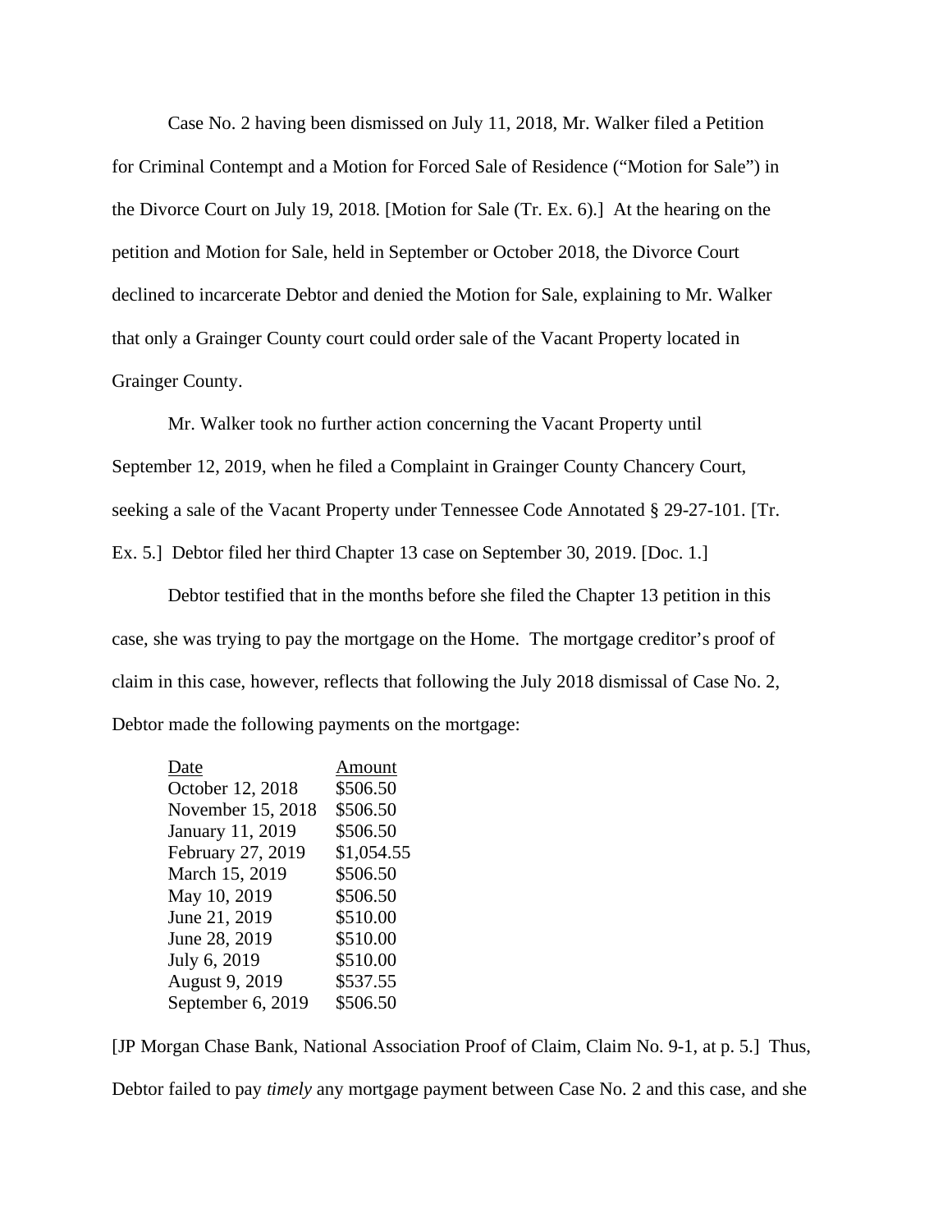Case No. 2 having been dismissed on July 11, 2018, Mr. Walker filed a Petition for Criminal Contempt and a Motion for Forced Sale of Residence ("Motion for Sale") in the Divorce Court on July 19, 2018. [Motion for Sale (Tr. Ex. 6).] At the hearing on the petition and Motion for Sale, held in September or October 2018, the Divorce Court declined to incarcerate Debtor and denied the Motion for Sale, explaining to Mr. Walker that only a Grainger County court could order sale of the Vacant Property located in Grainger County.

Mr. Walker took no further action concerning the Vacant Property until September 12, 2019, when he filed a Complaint in Grainger County Chancery Court, seeking a sale of the Vacant Property under Tennessee Code Annotated § 29-27-101. [Tr. Ex. 5.] Debtor filed her third Chapter 13 case on September 30, 2019. [Doc. 1.]

Debtor testified that in the months before she filed the Chapter 13 petition in this case, she was trying to pay the mortgage on the Home. The mortgage creditor's proof of claim in this case, however, reflects that following the July 2018 dismissal of Case No. 2, Debtor made the following payments on the mortgage:

| Date | Amount |
|---|---|
| October 12, 2018 | $506.50 |
| November 15, 2018 | $506.50 |
| January 11, 2019 | $506.50 |
| February 27, 2019 | $1,054.55 |
| March 15, 2019 | $506.50 |
| May 10, 2019 | $506.50 |
| June 21, 2019 | $510.00 |
| June 28, 2019 | $510.00 |
| July 6, 2019 | $510.00 |
| August 9, 2019 | $537.55 |
| September 6, 2019 | $506.50 |

[JP Morgan Chase Bank, National Association Proof of Claim, Claim No. 9-1, at p. 5.] Thus, Debtor failed to pay *timely* any mortgage payment between Case No. 2 and this case, and she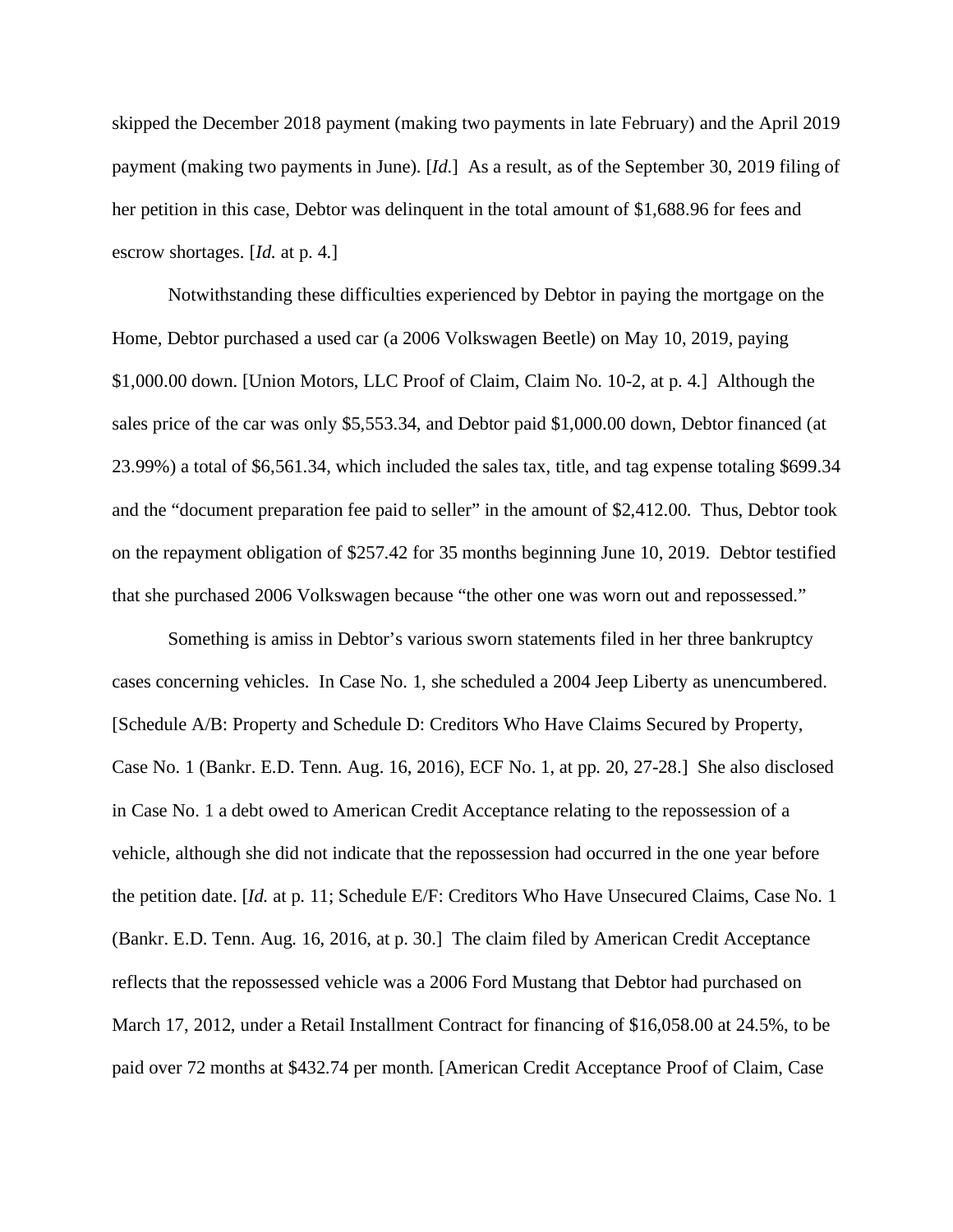skipped the December 2018 payment (making two payments in late February) and the April 2019 payment (making two payments in June). [*Id.*] As a result, as of the September 30, 2019 filing of her petition in this case, Debtor was delinquent in the total amount of $1,688.96 for fees and escrow shortages. [*Id.* at p. 4.]

Notwithstanding these difficulties experienced by Debtor in paying the mortgage on the Home, Debtor purchased a used car (a 2006 Volkswagen Beetle) on May 10, 2019, paying $1,000.00 down. [Union Motors, LLC Proof of Claim, Claim No. 10-2, at p. 4.] Although the sales price of the car was only $5,553.34, and Debtor paid $1,000.00 down, Debtor financed (at 23.99%) a total of $6,561.34, which included the sales tax, title, and tag expense totaling $699.34 and the "document preparation fee paid to seller" in the amount of $2,412.00. Thus, Debtor took on the repayment obligation of $257.42 for 35 months beginning June 10, 2019. Debtor testified that she purchased 2006 Volkswagen because "the other one was worn out and repossessed."

Something is amiss in Debtor's various sworn statements filed in her three bankruptcy cases concerning vehicles. In Case No. 1, she scheduled a 2004 Jeep Liberty as unencumbered. [Schedule A/B: Property and Schedule D: Creditors Who Have Claims Secured by Property, Case No. 1 (Bankr. E.D. Tenn. Aug. 16, 2016), ECF No. 1, at pp. 20, 27-28.] She also disclosed in Case No. 1 a debt owed to American Credit Acceptance relating to the repossession of a vehicle, although she did not indicate that the repossession had occurred in the one year before the petition date. [*Id.* at p. 11; Schedule E/F: Creditors Who Have Unsecured Claims, Case No. 1 (Bankr. E.D. Tenn. Aug. 16, 2016, at p. 30.] The claim filed by American Credit Acceptance reflects that the repossessed vehicle was a 2006 Ford Mustang that Debtor had purchased on March 17, 2012, under a Retail Installment Contract for financing of $16,058.00 at 24.5%, to be paid over 72 months at $432.74 per month. [American Credit Acceptance Proof of Claim, Case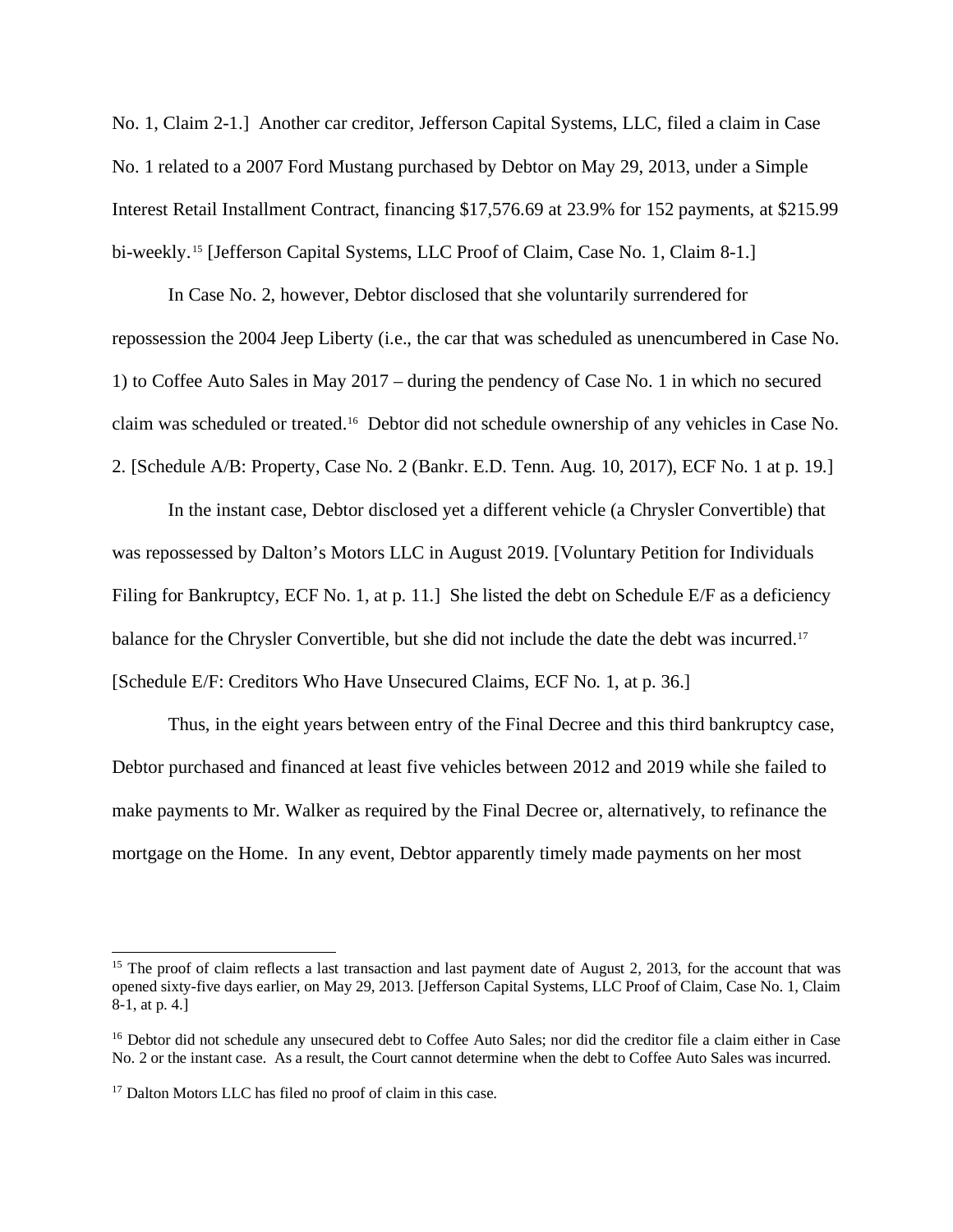No. 1, Claim 2-1.] Another car creditor, Jefferson Capital Systems, LLC, filed a claim in Case No. 1 related to a 2007 Ford Mustang purchased by Debtor on May 29, 2013, under a Simple Interest Retail Installment Contract, financing $17,576.69 at 23.9% for 152 payments, at $215.99 bi-weekly.[15] [Jefferson Capital Systems, LLC Proof of Claim, Case No. 1, Claim 8-1.]

In Case No. 2, however, Debtor disclosed that she voluntarily surrendered for repossession the 2004 Jeep Liberty (i.e., the car that was scheduled as unencumbered in Case No. 1) to Coffee Auto Sales in May 2017 – during the pendency of Case No. 1 in which no secured claim was scheduled or treated.[16] Debtor did not schedule ownership of any vehicles in Case No. 2. [Schedule A/B: Property, Case No. 2 (Bankr. E.D. Tenn. Aug. 10, 2017), ECF No. 1 at p. 19.]

In the instant case, Debtor disclosed yet a different vehicle (a Chrysler Convertible) that was repossessed by Dalton's Motors LLC in August 2019. [Voluntary Petition for Individuals Filing for Bankruptcy, ECF No. 1, at p. 11.] She listed the debt on Schedule E/F as a deficiency balance for the Chrysler Convertible, but she did not include the date the debt was incurred.[17] [Schedule E/F: Creditors Who Have Unsecured Claims, ECF No. 1, at p. 36.]

Thus, in the eight years between entry of the Final Decree and this third bankruptcy case, Debtor purchased and financed at least five vehicles between 2012 and 2019 while she failed to make payments to Mr. Walker as required by the Final Decree or, alternatively, to refinance the mortgage on the Home. In any event, Debtor apparently timely made payments on her most

---

[15] The proof of claim reflects a last transaction and last payment date of August 2, 2013, for the account that was opened sixty-five days earlier, on May 29, 2013. [Jefferson Capital Systems, LLC Proof of Claim, Case No. 1, Claim 8-1, at p. 4.]

[16] Debtor did not schedule any unsecured debt to Coffee Auto Sales; nor did the creditor file a claim either in Case No. 2 or the instant case. As a result, the Court cannot determine when the debt to Coffee Auto Sales was incurred.

[17] Dalton Motors LLC has filed no proof of claim in this case.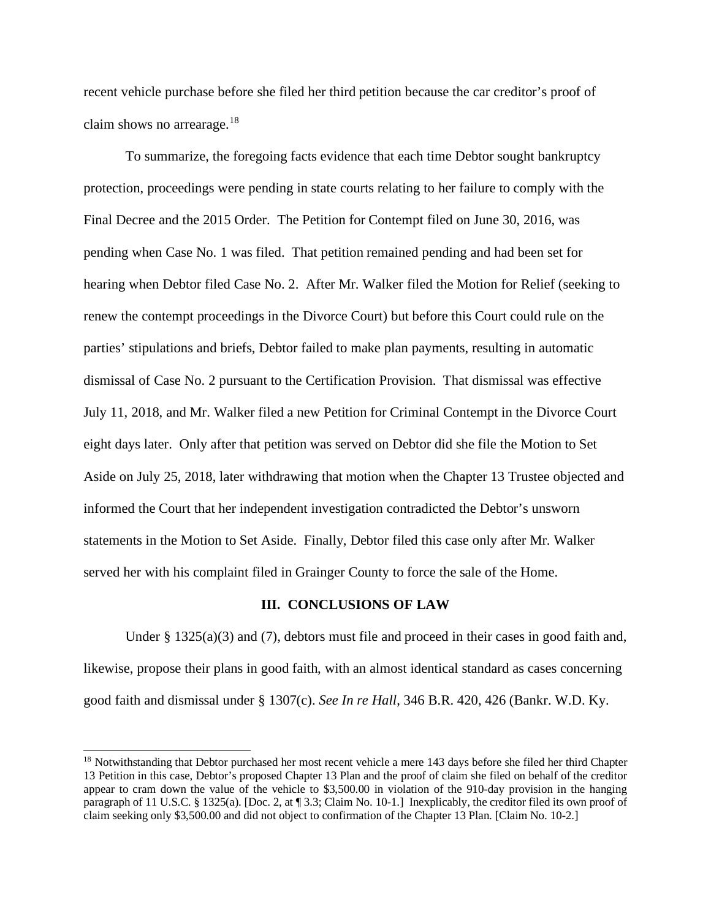recent vehicle purchase before she filed her third petition because the car creditor's proof of claim shows no arrearage.[18]

To summarize, the foregoing facts evidence that each time Debtor sought bankruptcy protection, proceedings were pending in state courts relating to her failure to comply with the Final Decree and the 2015 Order. The Petition for Contempt filed on June 30, 2016, was pending when Case No. 1 was filed. That petition remained pending and had been set for hearing when Debtor filed Case No. 2. After Mr. Walker filed the Motion for Relief (seeking to renew the contempt proceedings in the Divorce Court) but before this Court could rule on the parties' stipulations and briefs, Debtor failed to make plan payments, resulting in automatic dismissal of Case No. 2 pursuant to the Certification Provision. That dismissal was effective July 11, 2018, and Mr. Walker filed a new Petition for Criminal Contempt in the Divorce Court eight days later. Only after that petition was served on Debtor did she file the Motion to Set Aside on July 25, 2018, later withdrawing that motion when the Chapter 13 Trustee objected and informed the Court that her independent investigation contradicted the Debtor's unsworn statements in the Motion to Set Aside. Finally, Debtor filed this case only after Mr. Walker served her with his complaint filed in Grainger County to force the sale of the Home.

## III. CONCLUSIONS OF LAW

Under § 1325(a)(3) and (7), debtors must file and proceed in their cases in good faith and, likewise, propose their plans in good faith, with an almost identical standard as cases concerning good faith and dismissal under § 1307(c). *See In re Hall*, 346 B.R. 420, 426 (Bankr. W.D. Ky.

---

[18] Notwithstanding that Debtor purchased her most recent vehicle a mere 143 days before she filed her third Chapter 13 Petition in this case, Debtor's proposed Chapter 13 Plan and the proof of claim she filed on behalf of the creditor appear to cram down the value of the vehicle to $3,500.00 in violation of the 910-day provision in the hanging paragraph of 11 U.S.C. § 1325(a). [Doc. 2, at ¶ 3.3; Claim No. 10-1.] Inexplicably, the creditor filed its own proof of claim seeking only $3,500.00 and did not object to confirmation of the Chapter 13 Plan. [Claim No. 10-2.]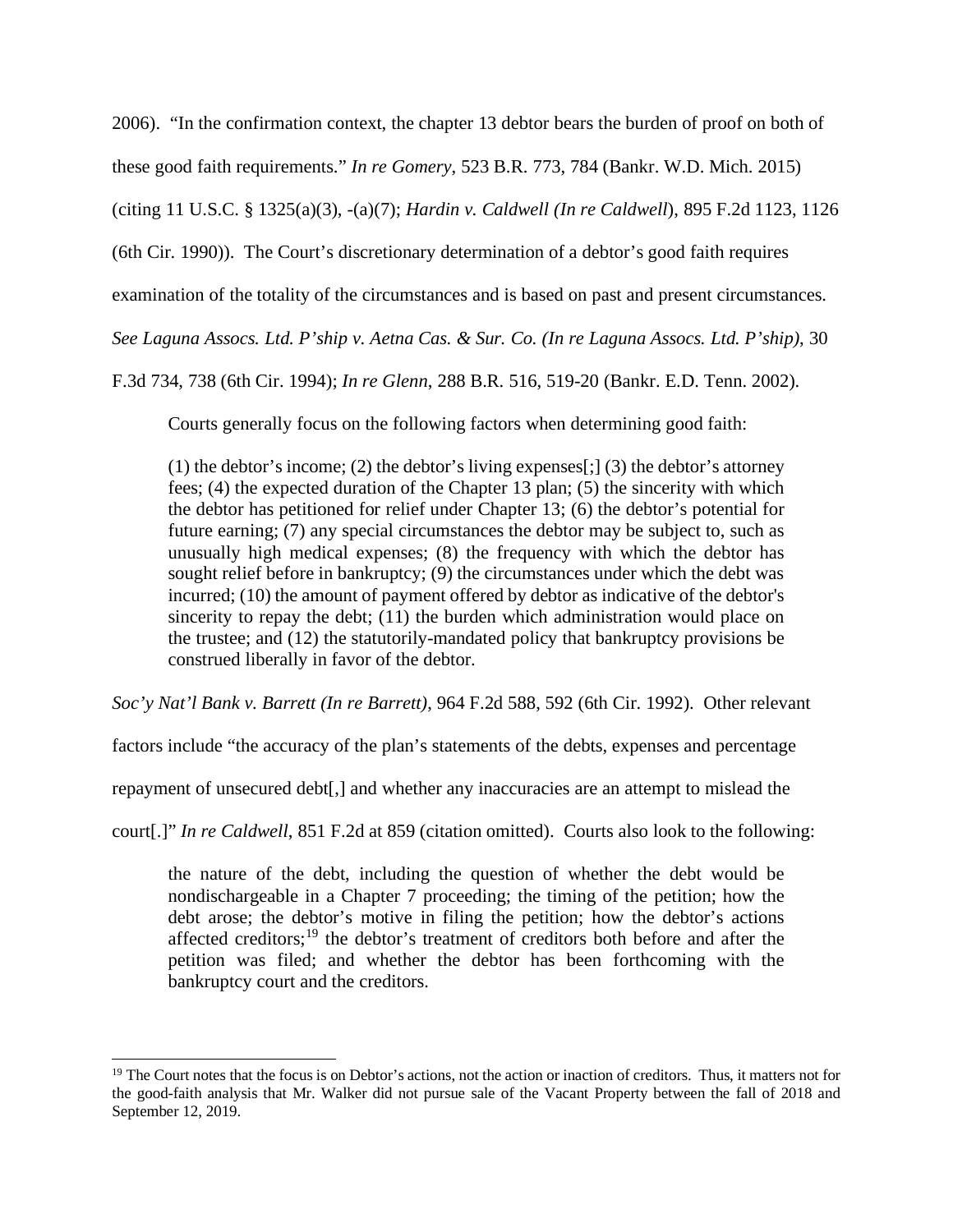2006). "In the confirmation context, the chapter 13 debtor bears the burden of proof on both of these good faith requirements." *In re Gomery*, 523 B.R. 773, 784 (Bankr. W.D. Mich. 2015) (citing 11 U.S.C. § 1325(a)(3), -(a)(7); *Hardin v. Caldwell (In re Caldwell)*, 895 F.2d 1123, 1126 (6th Cir. 1990)). The Court's discretionary determination of a debtor's good faith requires examination of the totality of the circumstances and is based on past and present circumstances. *See Laguna Assocs. Ltd. P'ship v. Aetna Cas. & Sur. Co. (In re Laguna Assocs. Ltd. P'ship)*, 30 F.3d 734, 738 (6th Cir. 1994); *In re Glenn*, 288 B.R. 516, 519-20 (Bankr. E.D. Tenn. 2002).

> Courts generally focus on the following factors when determining good faith:
>
> (1) the debtor's income; (2) the debtor's living expenses[;] (3) the debtor's attorney fees; (4) the expected duration of the Chapter 13 plan; (5) the sincerity with which the debtor has petitioned for relief under Chapter 13; (6) the debtor's potential for future earning; (7) any special circumstances the debtor may be subject to, such as unusually high medical expenses; (8) the frequency with which the debtor has sought relief before in bankruptcy; (9) the circumstances under which the debt was incurred; (10) the amount of payment offered by debtor as indicative of the debtor's sincerity to repay the debt; (11) the burden which administration would place on the trustee; and (12) the statutorily-mandated policy that bankruptcy provisions be construed liberally in favor of the debtor.

*Soc'y Nat'l Bank v. Barrett (In re Barrett)*, 964 F.2d 588, 592 (6th Cir. 1992). Other relevant factors include "the accuracy of the plan's statements of the debts, expenses and percentage repayment of unsecured debt[,] and whether any inaccuracies are an attempt to mislead the court[.]" *In re Caldwell*, 851 F.2d at 859 (citation omitted). Courts also look to the following:

> the nature of the debt, including the question of whether the debt would be nondischargeable in a Chapter 7 proceeding; the timing of the petition; how the debt arose; the debtor's motive in filing the petition; how the debtor's actions affected creditors;[19] the debtor's treatment of creditors both before and after the petition was filed; and whether the debtor has been forthcoming with the bankruptcy court and the creditors.

[19] The Court notes that the focus is on Debtor's actions, not the action or inaction of creditors. Thus, it matters not for the good-faith analysis that Mr. Walker did not pursue sale of the Vacant Property between the fall of 2018 and September 12, 2019.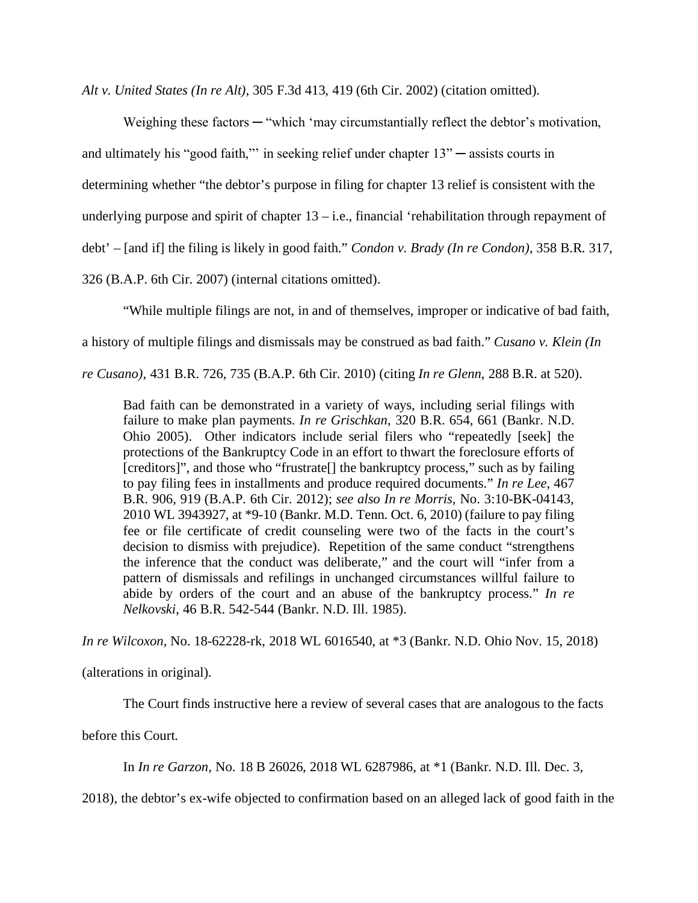*Alt v. United States (In re Alt)*, 305 F.3d 413, 419 (6th Cir. 2002) (citation omitted).

Weighing these factors ─ "which 'may circumstantially reflect the debtor's motivation, and ultimately his "good faith,"' in seeking relief under chapter 13" ─ assists courts in determining whether "the debtor's purpose in filing for chapter 13 relief is consistent with the underlying purpose and spirit of chapter 13 – i.e., financial 'rehabilitation through repayment of debt' – [and if] the filing is likely in good faith." *Condon v. Brady (In re Condon)*, 358 B.R. 317, 326 (B.A.P. 6th Cir. 2007) (internal citations omitted).

"While multiple filings are not, in and of themselves, improper or indicative of bad faith, a history of multiple filings and dismissals may be construed as bad faith." *Cusano v. Klein (In re Cusano)*, 431 B.R. 726, 735 (B.A.P. 6th Cir. 2010) (citing *In re Glenn*, 288 B.R. at 520).

> Bad faith can be demonstrated in a variety of ways, including serial filings with failure to make plan payments. *In re Grischkan*, 320 B.R. 654, 661 (Bankr. N.D. Ohio 2005). Other indicators include serial filers who "repeatedly [seek] the protections of the Bankruptcy Code in an effort to thwart the foreclosure efforts of [creditors]", and those who "frustrate[] the bankruptcy process," such as by failing to pay filing fees in installments and produce required documents." *In re Lee*, 467 B.R. 906, 919 (B.A.P. 6th Cir. 2012); *see also In re Morris*, No. 3:10-BK-04143, 2010 WL 3943927, at *9-10 (Bankr. M.D. Tenn. Oct. 6, 2010) (failure to pay filing fee or file certificate of credit counseling were two of the facts in the court's decision to dismiss with prejudice). Repetition of the same conduct "strengthens the inference that the conduct was deliberate," and the court will "infer from a pattern of dismissals and refilings in unchanged circumstances willful failure to abide by orders of the court and an abuse of the bankruptcy process." *In re Nelkovski*, 46 B.R. 542-544 (Bankr. N.D. Ill. 1985).

*In re Wilcoxon*, No. 18-62228-rk, 2018 WL 6016540, at *3 (Bankr. N.D. Ohio Nov. 15, 2018) (alterations in original).

The Court finds instructive here a review of several cases that are analogous to the facts before this Court.

In *In re Garzon*, No. 18 B 26026, 2018 WL 6287986, at *1 (Bankr. N.D. Ill. Dec. 3, 2018), the debtor's ex-wife objected to confirmation based on an alleged lack of good faith in the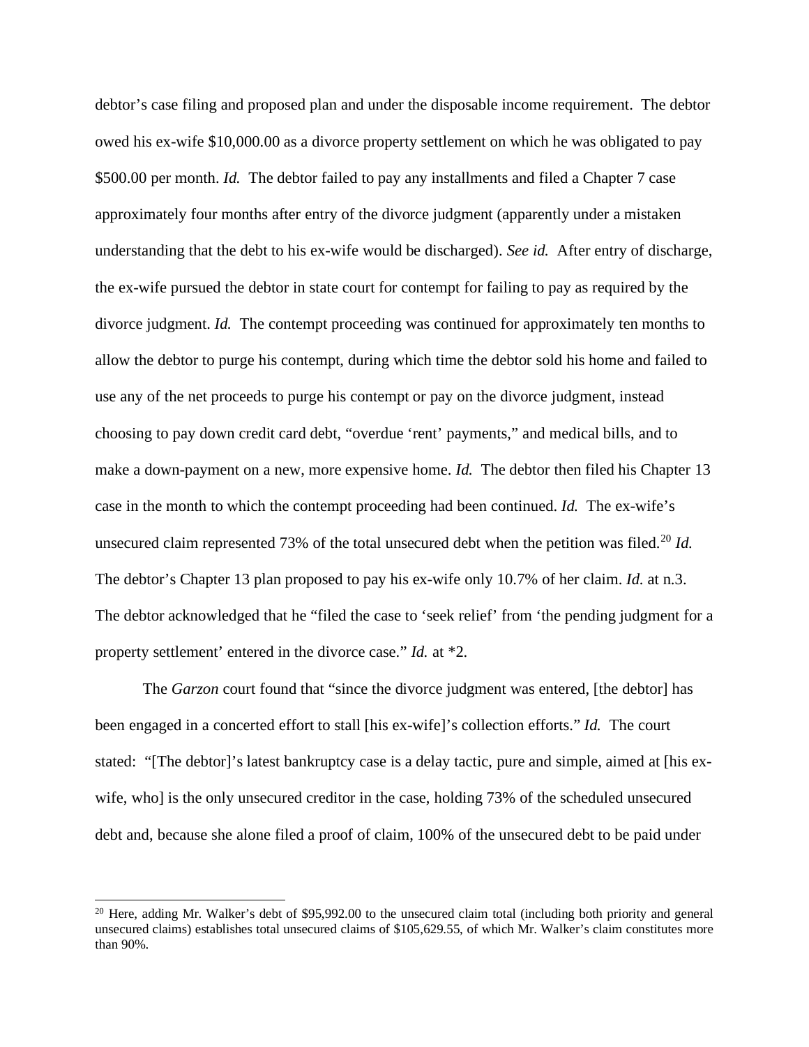debtor's case filing and proposed plan and under the disposable income requirement. The debtor owed his ex-wife $10,000.00 as a divorce property settlement on which he was obligated to pay $500.00 per month. *Id.* The debtor failed to pay any installments and filed a Chapter 7 case approximately four months after entry of the divorce judgment (apparently under a mistaken understanding that the debt to his ex-wife would be discharged). *See id.* After entry of discharge, the ex-wife pursued the debtor in state court for contempt for failing to pay as required by the divorce judgment. *Id.* The contempt proceeding was continued for approximately ten months to allow the debtor to purge his contempt, during which time the debtor sold his home and failed to use any of the net proceeds to purge his contempt or pay on the divorce judgment, instead choosing to pay down credit card debt, "overdue 'rent' payments," and medical bills, and to make a down-payment on a new, more expensive home. *Id.* The debtor then filed his Chapter 13 case in the month to which the contempt proceeding had been continued. *Id.* The ex-wife's unsecured claim represented 73% of the total unsecured debt when the petition was filed.[20] *Id.* The debtor's Chapter 13 plan proposed to pay his ex-wife only 10.7% of her claim. *Id.* at n.3. The debtor acknowledged that he "filed the case to 'seek relief' from 'the pending judgment for a property settlement' entered in the divorce case." *Id.* at *2.

The *Garzon* court found that "since the divorce judgment was entered, [the debtor] has been engaged in a concerted effort to stall [his ex-wife]'s collection efforts." *Id.* The court stated: "[The debtor]'s latest bankruptcy case is a delay tactic, pure and simple, aimed at [his ex-wife, who] is the only unsecured creditor in the case, holding 73% of the scheduled unsecured debt and, because she alone filed a proof of claim, 100% of the unsecured debt to be paid under

---

[20] Here, adding Mr. Walker's debt of $95,992.00 to the unsecured claim total (including both priority and general unsecured claims) establishes total unsecured claims of $105,629.55, of which Mr. Walker's claim constitutes more than 90%.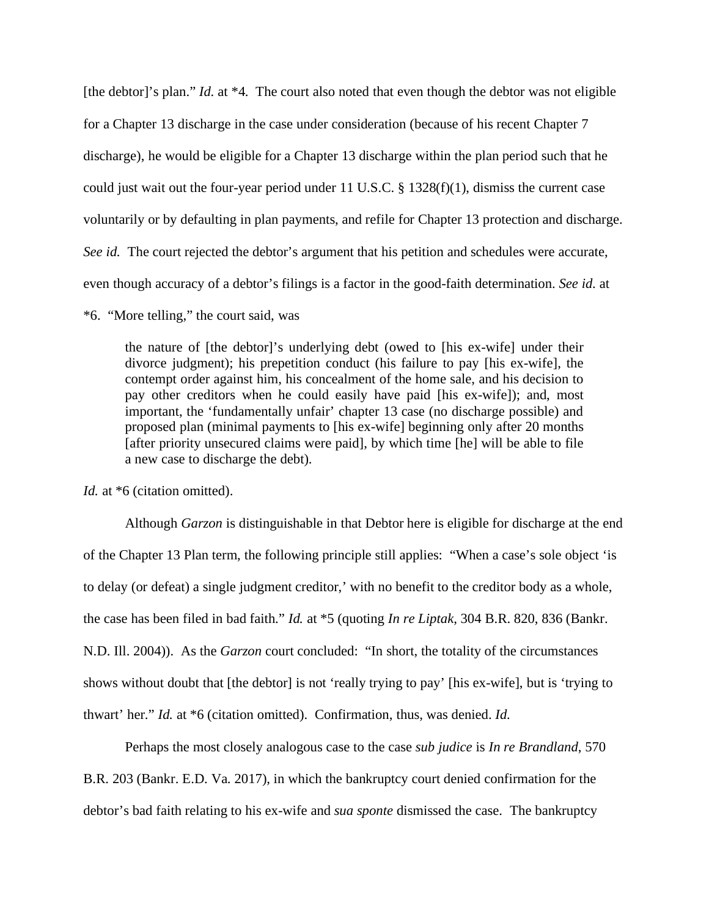[the debtor]'s plan." *Id.* at *4. The court also noted that even though the debtor was not eligible for a Chapter 13 discharge in the case under consideration (because of his recent Chapter 7 discharge), he would be eligible for a Chapter 13 discharge within the plan period such that he could just wait out the four-year period under 11 U.S.C. § 1328(f)(1), dismiss the current case voluntarily or by defaulting in plan payments, and refile for Chapter 13 protection and discharge. *See id.* The court rejected the debtor's argument that his petition and schedules were accurate, even though accuracy of a debtor's filings is a factor in the good-faith determination. *See id.* at *6. "More telling," the court said, was

> the nature of [the debtor]'s underlying debt (owed to [his ex-wife] under their divorce judgment); his prepetition conduct (his failure to pay [his ex-wife], the contempt order against him, his concealment of the home sale, and his decision to pay other creditors when he could easily have paid [his ex-wife]); and, most important, the 'fundamentally unfair' chapter 13 case (no discharge possible) and proposed plan (minimal payments to [his ex-wife] beginning only after 20 months [after priority unsecured claims were paid], by which time [he] will be able to file a new case to discharge the debt).

*Id.* at *6 (citation omitted).

Although *Garzon* is distinguishable in that Debtor here is eligible for discharge at the end of the Chapter 13 Plan term, the following principle still applies: "When a case's sole object 'is to delay (or defeat) a single judgment creditor,' with no benefit to the creditor body as a whole, the case has been filed in bad faith." *Id.* at *5 (quoting *In re Liptak*, 304 B.R. 820, 836 (Bankr. N.D. Ill. 2004)). As the *Garzon* court concluded: "In short, the totality of the circumstances shows without doubt that [the debtor] is not 'really trying to pay' [his ex-wife], but is 'trying to thwart' her." *Id.* at *6 (citation omitted). Confirmation, thus, was denied. *Id.*

Perhaps the most closely analogous case to the case *sub judice* is *In re Brandland*, 570 B.R. 203 (Bankr. E.D. Va. 2017), in which the bankruptcy court denied confirmation for the debtor's bad faith relating to his ex-wife and *sua sponte* dismissed the case. The bankruptcy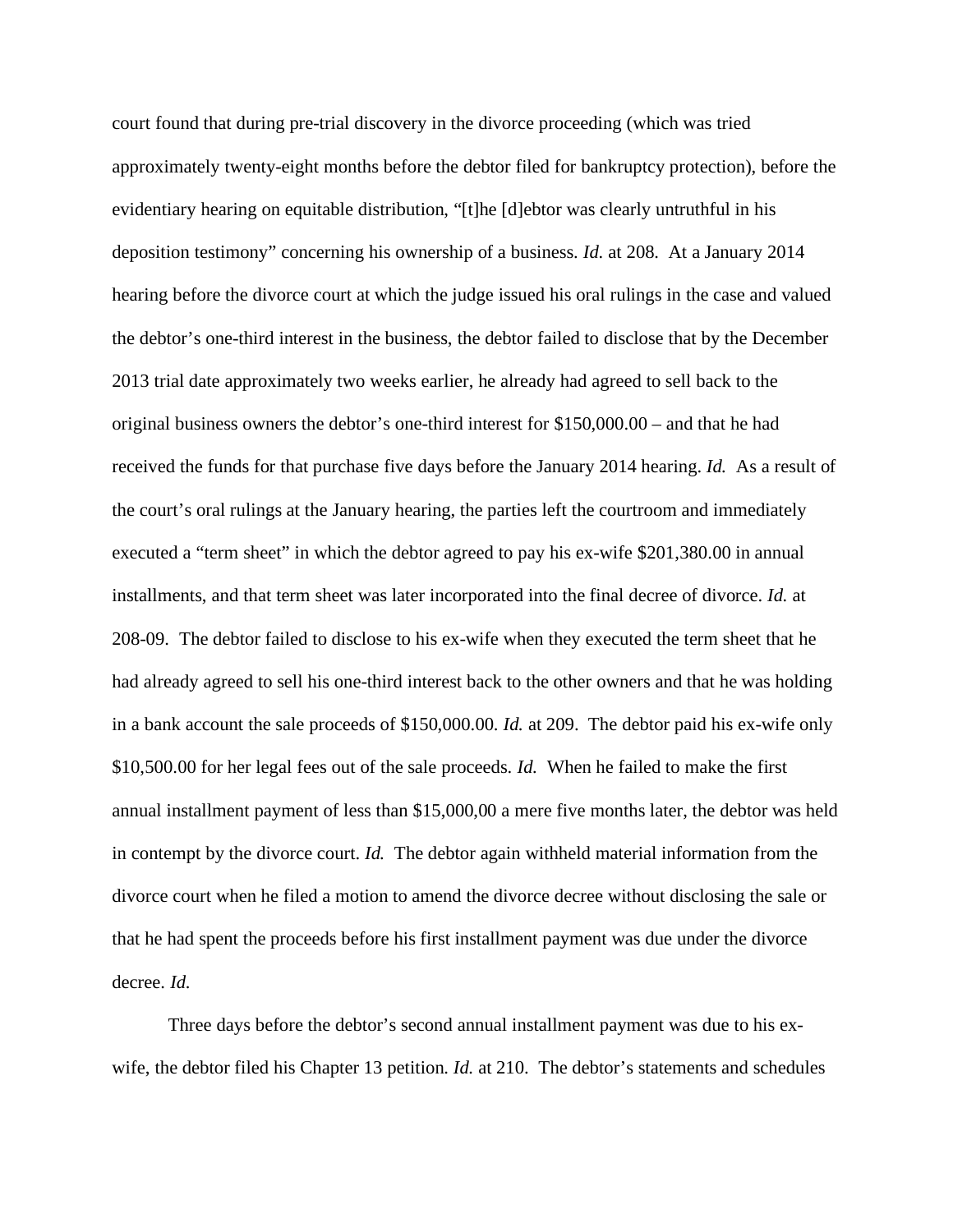court found that during pre-trial discovery in the divorce proceeding (which was tried approximately twenty-eight months before the debtor filed for bankruptcy protection), before the evidentiary hearing on equitable distribution, "[t]he [d]ebtor was clearly untruthful in his deposition testimony" concerning his ownership of a business. *Id.* at 208. At a January 2014 hearing before the divorce court at which the judge issued his oral rulings in the case and valued the debtor's one-third interest in the business, the debtor failed to disclose that by the December 2013 trial date approximately two weeks earlier, he already had agreed to sell back to the original business owners the debtor's one-third interest for $150,000.00 – and that he had received the funds for that purchase five days before the January 2014 hearing. *Id.* As a result of the court's oral rulings at the January hearing, the parties left the courtroom and immediately executed a "term sheet" in which the debtor agreed to pay his ex-wife $201,380.00 in annual installments, and that term sheet was later incorporated into the final decree of divorce. *Id.* at 208-09. The debtor failed to disclose to his ex-wife when they executed the term sheet that he had already agreed to sell his one-third interest back to the other owners and that he was holding in a bank account the sale proceeds of $150,000.00. *Id.* at 209. The debtor paid his ex-wife only $10,500.00 for her legal fees out of the sale proceeds. *Id.* When he failed to make the first annual installment payment of less than $15,000,00 a mere five months later, the debtor was held in contempt by the divorce court. *Id.* The debtor again withheld material information from the divorce court when he filed a motion to amend the divorce decree without disclosing the sale or that he had spent the proceeds before his first installment payment was due under the divorce decree. *Id.*

Three days before the debtor's second annual installment payment was due to his ex-wife, the debtor filed his Chapter 13 petition. *Id.* at 210. The debtor's statements and schedules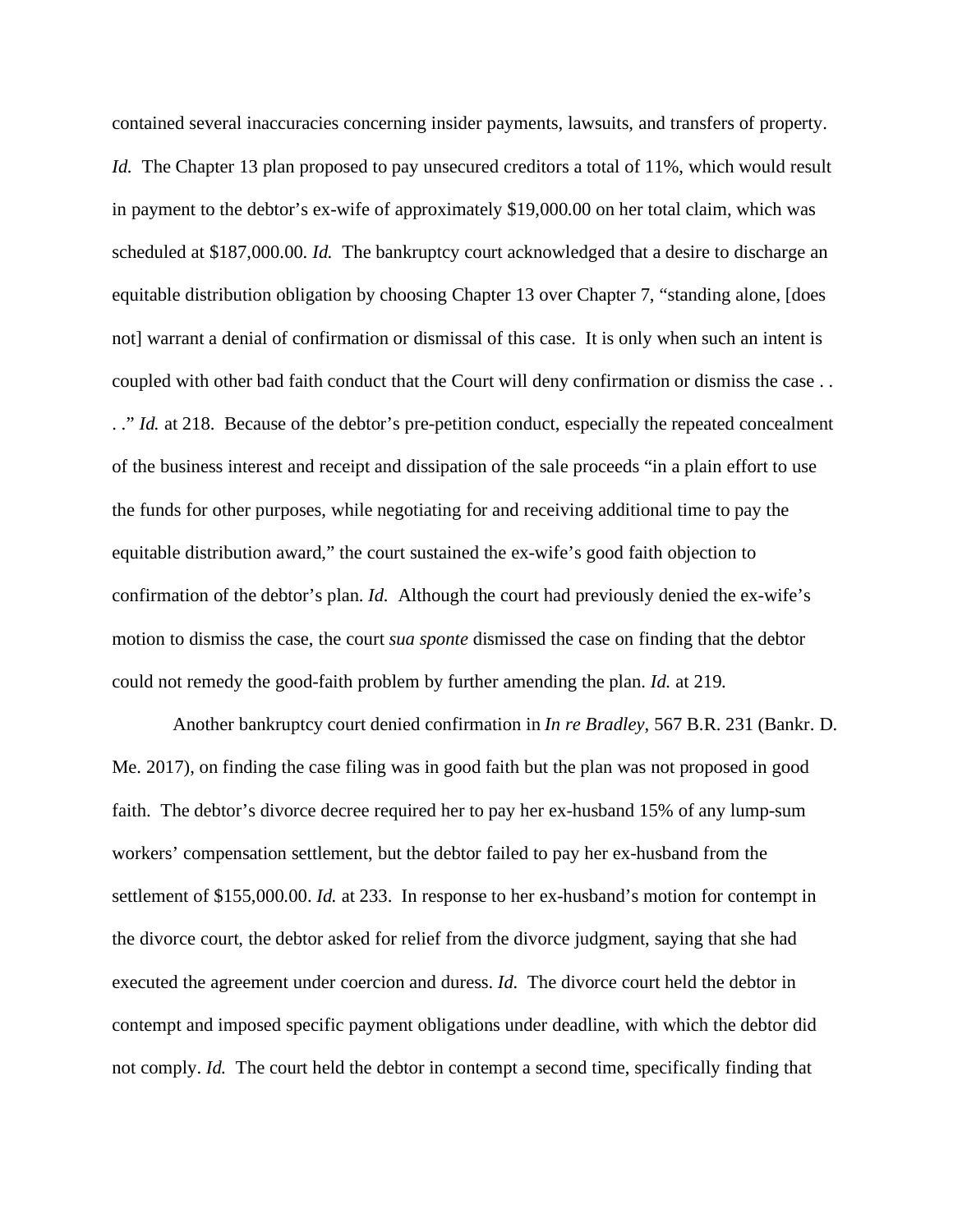contained several inaccuracies concerning insider payments, lawsuits, and transfers of property. *Id.* The Chapter 13 plan proposed to pay unsecured creditors a total of 11%, which would result in payment to the debtor's ex-wife of approximately $19,000.00 on her total claim, which was scheduled at $187,000.00. *Id.* The bankruptcy court acknowledged that a desire to discharge an equitable distribution obligation by choosing Chapter 13 over Chapter 7, "standing alone, [does not] warrant a denial of confirmation or dismissal of this case. It is only when such an intent is coupled with other bad faith conduct that the Court will deny confirmation or dismiss the case . . . ." *Id.* at 218. Because of the debtor's pre-petition conduct, especially the repeated concealment of the business interest and receipt and dissipation of the sale proceeds "in a plain effort to use the funds for other purposes, while negotiating for and receiving additional time to pay the equitable distribution award," the court sustained the ex-wife's good faith objection to confirmation of the debtor's plan. *Id.* Although the court had previously denied the ex-wife's motion to dismiss the case, the court *sua sponte* dismissed the case on finding that the debtor could not remedy the good-faith problem by further amending the plan. *Id.* at 219.

Another bankruptcy court denied confirmation in *In re Bradley*, 567 B.R. 231 (Bankr. D. Me. 2017), on finding the case filing was in good faith but the plan was not proposed in good faith. The debtor's divorce decree required her to pay her ex-husband 15% of any lump-sum workers' compensation settlement, but the debtor failed to pay her ex-husband from the settlement of $155,000.00. *Id.* at 233. In response to her ex-husband's motion for contempt in the divorce court, the debtor asked for relief from the divorce judgment, saying that she had executed the agreement under coercion and duress. *Id.* The divorce court held the debtor in contempt and imposed specific payment obligations under deadline, with which the debtor did not comply. *Id.* The court held the debtor in contempt a second time, specifically finding that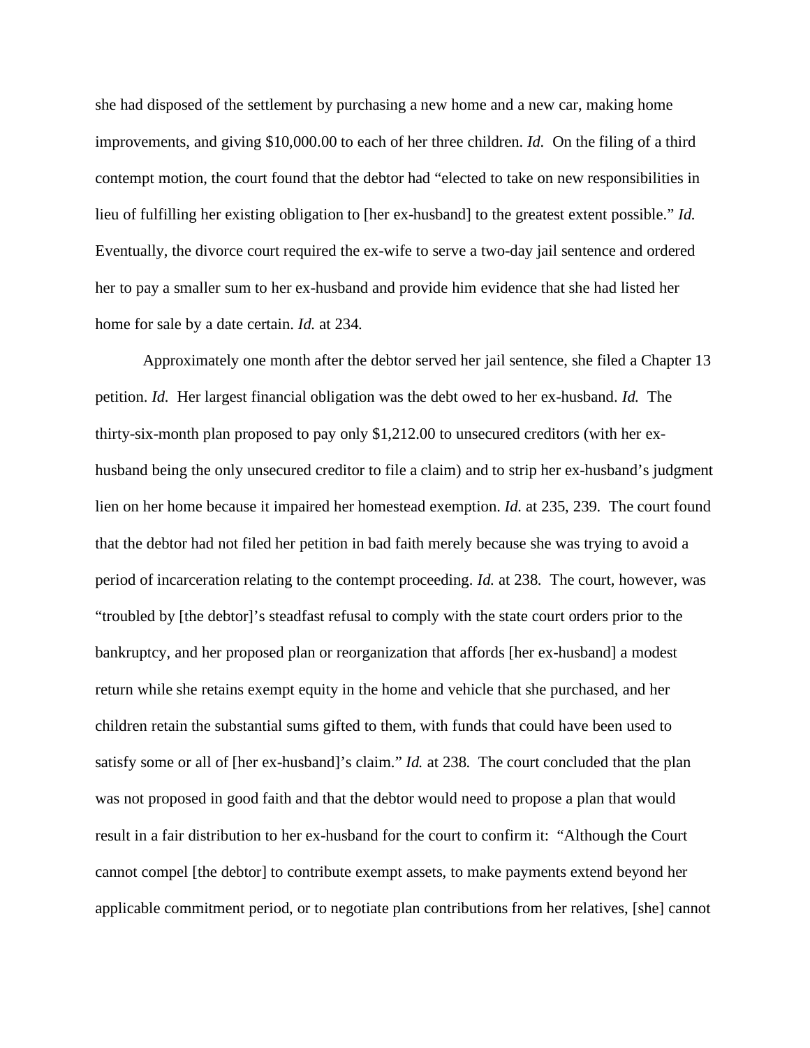she had disposed of the settlement by purchasing a new home and a new car, making home improvements, and giving $10,000.00 to each of her three children. *Id.* On the filing of a third contempt motion, the court found that the debtor had "elected to take on new responsibilities in lieu of fulfilling her existing obligation to [her ex-husband] to the greatest extent possible." *Id.* Eventually, the divorce court required the ex-wife to serve a two-day jail sentence and ordered her to pay a smaller sum to her ex-husband and provide him evidence that she had listed her home for sale by a date certain. *Id.* at 234.

Approximately one month after the debtor served her jail sentence, she filed a Chapter 13 petition. *Id.* Her largest financial obligation was the debt owed to her ex-husband. *Id.* The thirty-six-month plan proposed to pay only $1,212.00 to unsecured creditors (with her ex-husband being the only unsecured creditor to file a claim) and to strip her ex-husband's judgment lien on her home because it impaired her homestead exemption. *Id.* at 235, 239. The court found that the debtor had not filed her petition in bad faith merely because she was trying to avoid a period of incarceration relating to the contempt proceeding. *Id.* at 238. The court, however, was "troubled by [the debtor]'s steadfast refusal to comply with the state court orders prior to the bankruptcy, and her proposed plan or reorganization that affords [her ex-husband] a modest return while she retains exempt equity in the home and vehicle that she purchased, and her children retain the substantial sums gifted to them, with funds that could have been used to satisfy some or all of [her ex-husband]'s claim." *Id.* at 238. The court concluded that the plan was not proposed in good faith and that the debtor would need to propose a plan that would result in a fair distribution to her ex-husband for the court to confirm it: "Although the Court cannot compel [the debtor] to contribute exempt assets, to make payments extend beyond her applicable commitment period, or to negotiate plan contributions from her relatives, [she] cannot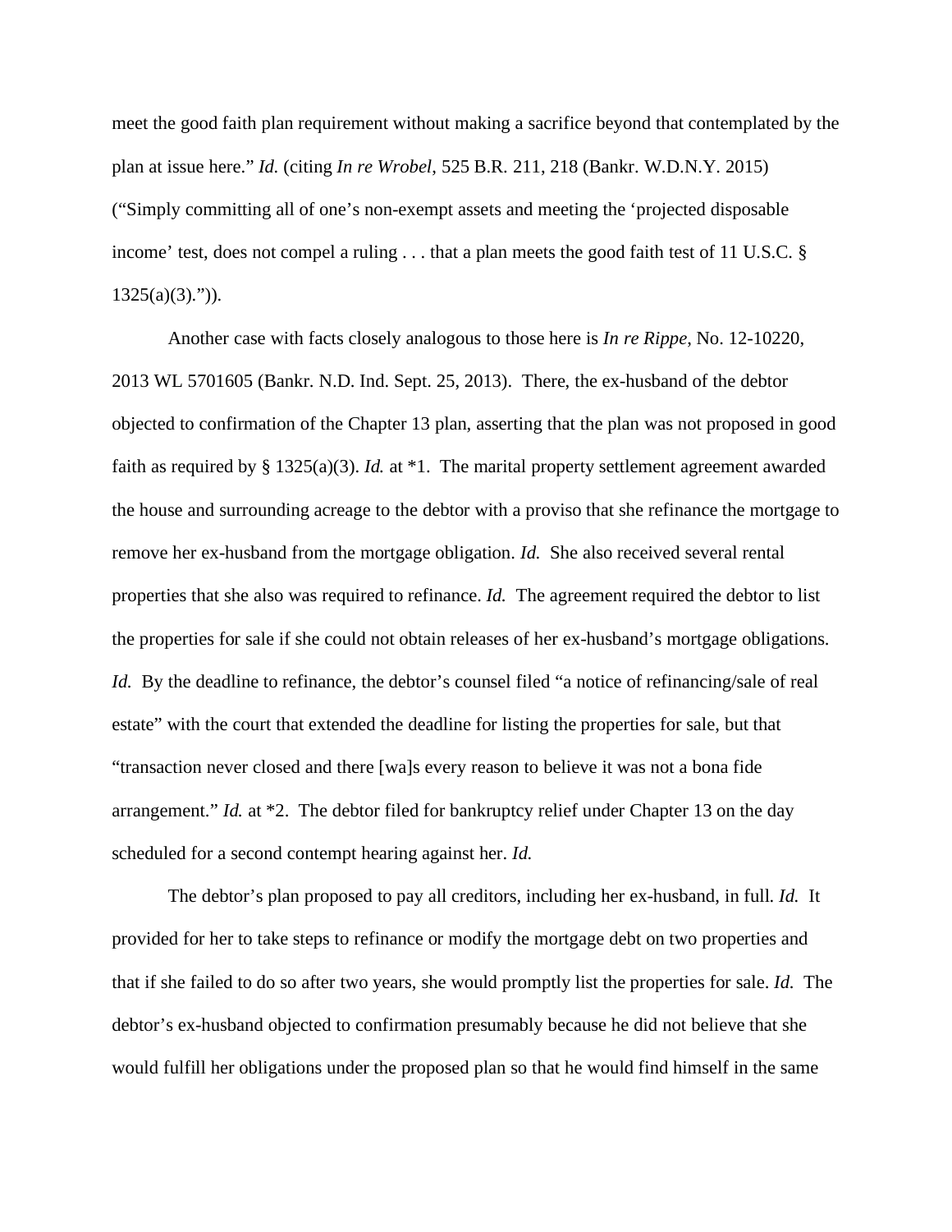meet the good faith plan requirement without making a sacrifice beyond that contemplated by the plan at issue here." *Id.* (citing *In re Wrobel*, 525 B.R. 211, 218 (Bankr. W.D.N.Y. 2015) ("Simply committing all of one's non-exempt assets and meeting the 'projected disposable income' test, does not compel a ruling . . . that a plan meets the good faith test of 11 U.S.C. § 1325(a)(3).")).

Another case with facts closely analogous to those here is *In re Rippe*, No. 12-10220, 2013 WL 5701605 (Bankr. N.D. Ind. Sept. 25, 2013). There, the ex-husband of the debtor objected to confirmation of the Chapter 13 plan, asserting that the plan was not proposed in good faith as required by § 1325(a)(3). *Id.* at *1. The marital property settlement agreement awarded the house and surrounding acreage to the debtor with a proviso that she refinance the mortgage to remove her ex-husband from the mortgage obligation. *Id.* She also received several rental properties that she also was required to refinance. *Id.* The agreement required the debtor to list the properties for sale if she could not obtain releases of her ex-husband's mortgage obligations. *Id.* By the deadline to refinance, the debtor's counsel filed "a notice of refinancing/sale of real estate" with the court that extended the deadline for listing the properties for sale, but that "transaction never closed and there [wa]s every reason to believe it was not a bona fide arrangement." *Id.* at *2. The debtor filed for bankruptcy relief under Chapter 13 on the day scheduled for a second contempt hearing against her. *Id.*

The debtor's plan proposed to pay all creditors, including her ex-husband, in full. *Id.* It provided for her to take steps to refinance or modify the mortgage debt on two properties and that if she failed to do so after two years, she would promptly list the properties for sale. *Id.* The debtor's ex-husband objected to confirmation presumably because he did not believe that she would fulfill her obligations under the proposed plan so that he would find himself in the same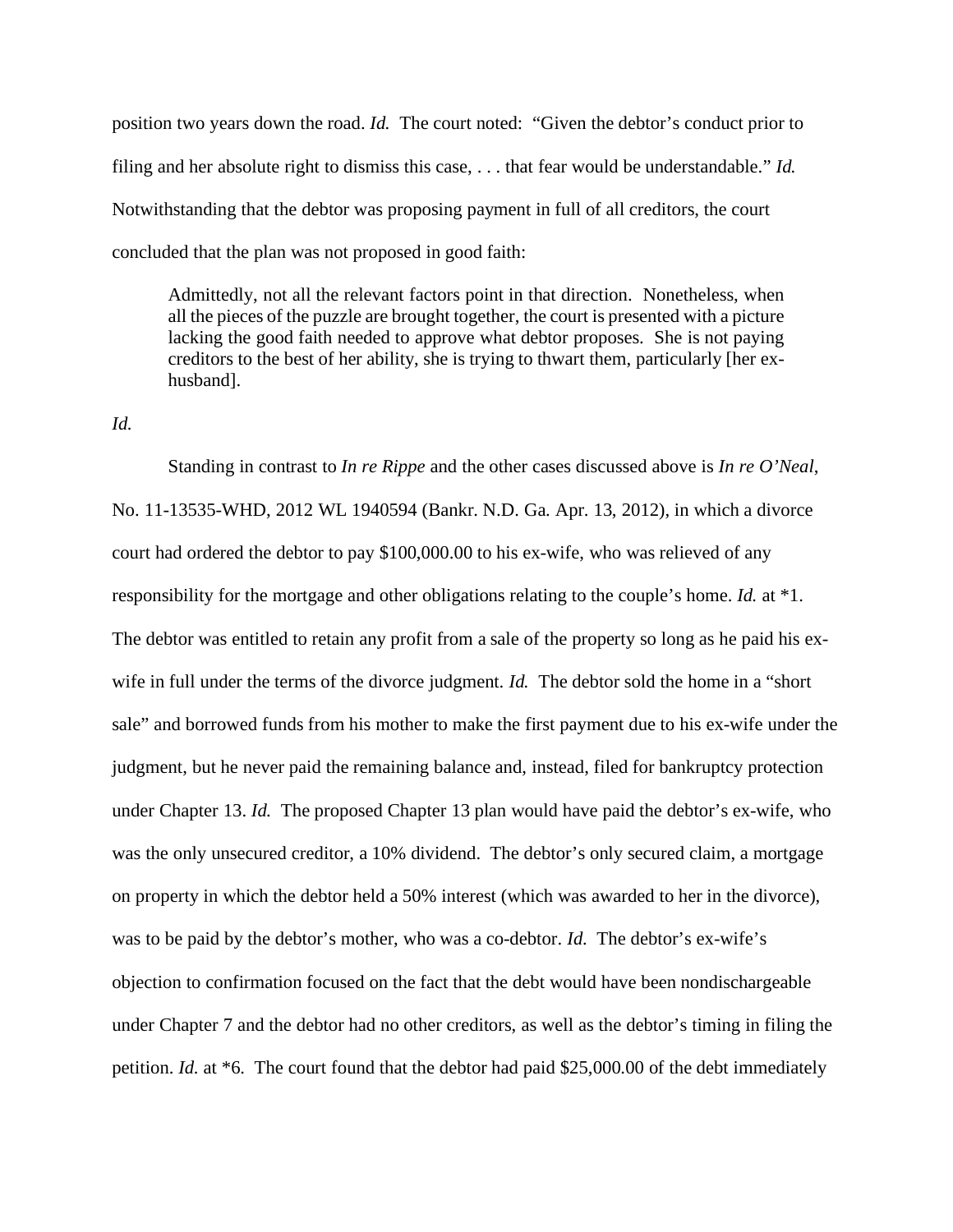position two years down the road. *Id.* The court noted: "Given the debtor's conduct prior to filing and her absolute right to dismiss this case, . . . that fear would be understandable." *Id.* Notwithstanding that the debtor was proposing payment in full of all creditors, the court concluded that the plan was not proposed in good faith:

> Admittedly, not all the relevant factors point in that direction. Nonetheless, when all the pieces of the puzzle are brought together, the court is presented with a picture lacking the good faith needed to approve what debtor proposes. She is not paying creditors to the best of her ability, she is trying to thwart them, particularly [her ex-husband].

*Id.*

Standing in contrast to *In re Rippe* and the other cases discussed above is *In re O'Neal*, No. 11-13535-WHD, 2012 WL 1940594 (Bankr. N.D. Ga. Apr. 13, 2012), in which a divorce court had ordered the debtor to pay $100,000.00 to his ex-wife, who was relieved of any responsibility for the mortgage and other obligations relating to the couple's home. *Id.* at *1. The debtor was entitled to retain any profit from a sale of the property so long as he paid his ex-wife in full under the terms of the divorce judgment. *Id.* The debtor sold the home in a "short sale" and borrowed funds from his mother to make the first payment due to his ex-wife under the judgment, but he never paid the remaining balance and, instead, filed for bankruptcy protection under Chapter 13. *Id.* The proposed Chapter 13 plan would have paid the debtor's ex-wife, who was the only unsecured creditor, a 10% dividend. The debtor's only secured claim, a mortgage on property in which the debtor held a 50% interest (which was awarded to her in the divorce), was to be paid by the debtor's mother, who was a co-debtor. *Id.* The debtor's ex-wife's objection to confirmation focused on the fact that the debt would have been nondischargeable under Chapter 7 and the debtor had no other creditors, as well as the debtor's timing in filing the petition. *Id.* at *6. The court found that the debtor had paid $25,000.00 of the debt immediately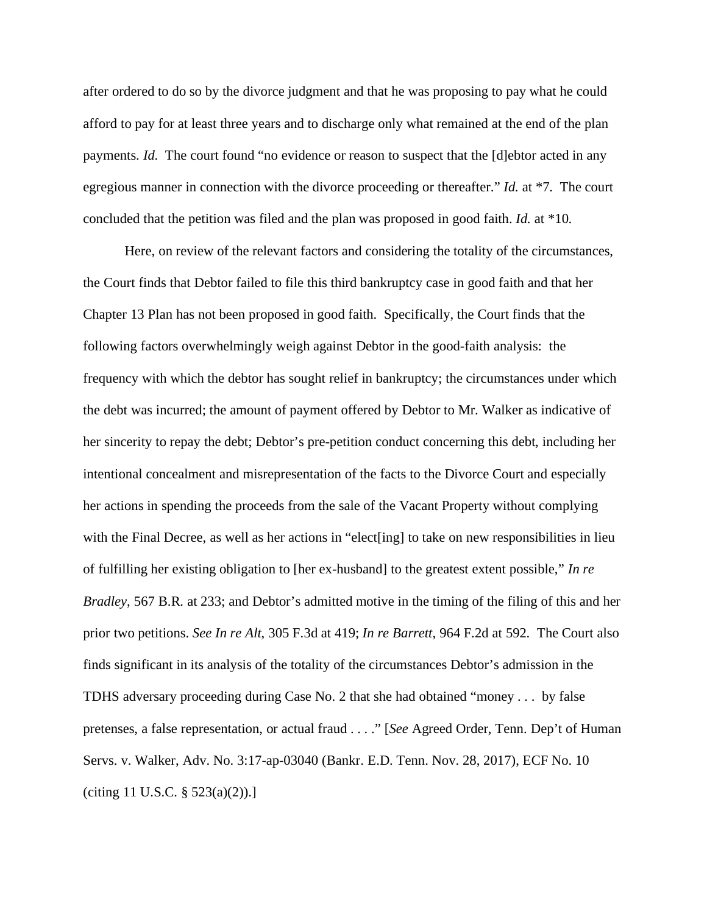after ordered to do so by the divorce judgment and that he was proposing to pay what he could afford to pay for at least three years and to discharge only what remained at the end of the plan payments. *Id.* The court found "no evidence or reason to suspect that the [d]ebtor acted in any egregious manner in connection with the divorce proceeding or thereafter." *Id.* at *7. The court concluded that the petition was filed and the plan was proposed in good faith. *Id.* at *10.

Here, on review of the relevant factors and considering the totality of the circumstances, the Court finds that Debtor failed to file this third bankruptcy case in good faith and that her Chapter 13 Plan has not been proposed in good faith. Specifically, the Court finds that the following factors overwhelmingly weigh against Debtor in the good-faith analysis: the frequency with which the debtor has sought relief in bankruptcy; the circumstances under which the debt was incurred; the amount of payment offered by Debtor to Mr. Walker as indicative of her sincerity to repay the debt; Debtor's pre-petition conduct concerning this debt, including her intentional concealment and misrepresentation of the facts to the Divorce Court and especially her actions in spending the proceeds from the sale of the Vacant Property without complying with the Final Decree, as well as her actions in "elect[ing] to take on new responsibilities in lieu of fulfilling her existing obligation to [her ex-husband] to the greatest extent possible," *In re Bradley*, 567 B.R. at 233; and Debtor's admitted motive in the timing of the filing of this and her prior two petitions. *See In re Alt*, 305 F.3d at 419; *In re Barrett*, 964 F.2d at 592. The Court also finds significant in its analysis of the totality of the circumstances Debtor's admission in the TDHS adversary proceeding during Case No. 2 that she had obtained "money . . . by false pretenses, a false representation, or actual fraud . . . ." [*See* Agreed Order, Tenn. Dep't of Human Servs. v. Walker, Adv. No. 3:17-ap-03040 (Bankr. E.D. Tenn. Nov. 28, 2017), ECF No. 10 (citing 11 U.S.C. § 523(a)(2)).]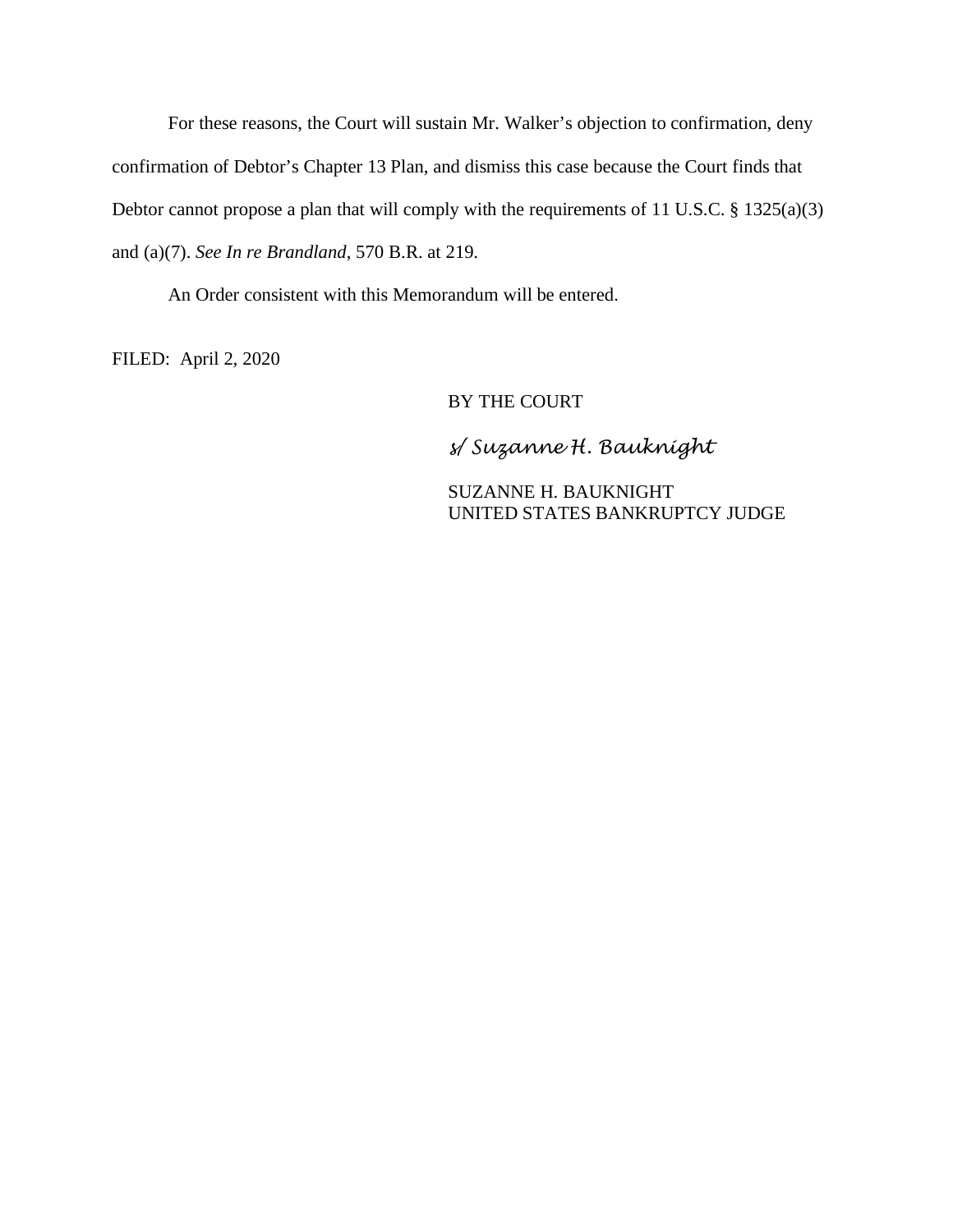For these reasons, the Court will sustain Mr. Walker's objection to confirmation, deny confirmation of Debtor's Chapter 13 Plan, and dismiss this case because the Court finds that Debtor cannot propose a plan that will comply with the requirements of 11 U.S.C. § 1325(a)(3) and (a)(7). *See In re Brandland*, 570 B.R. at 219.

An Order consistent with this Memorandum will be entered.

FILED: April 2, 2020

BY THE COURT

*s/ Suzanne H. Bauknight*

SUZANNE H. BAUKNIGHT
UNITED STATES BANKRUPTCY JUDGE